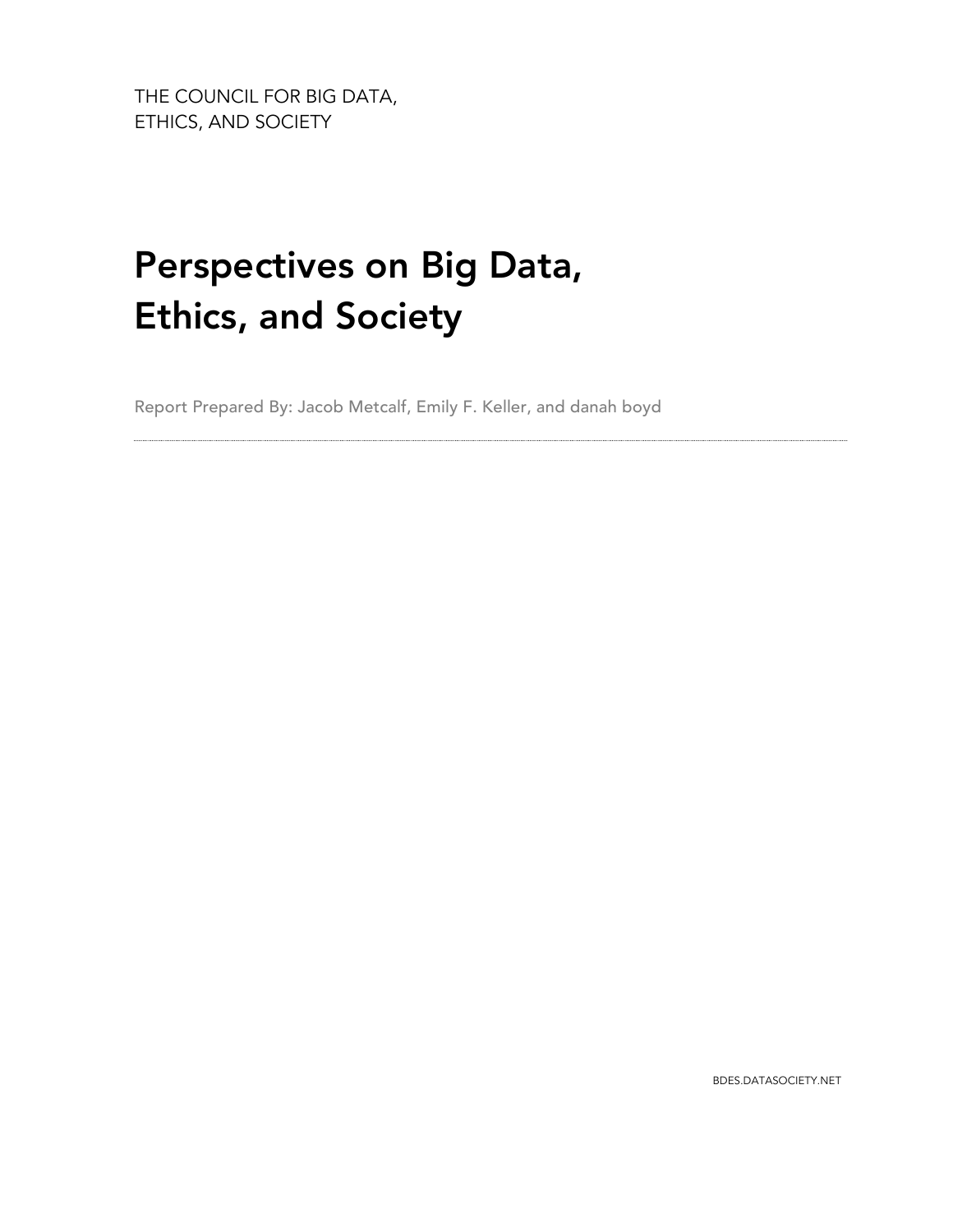THE COUNCIL FOR BIG DATA,
ETHICS, AND SOCIETY

# Perspectives on Big Data, Ethics, and Society

Report Prepared By: Jacob Metcalf, Emily F. Keller, and danah boyd

---

BDES.DATASOCIETY.NET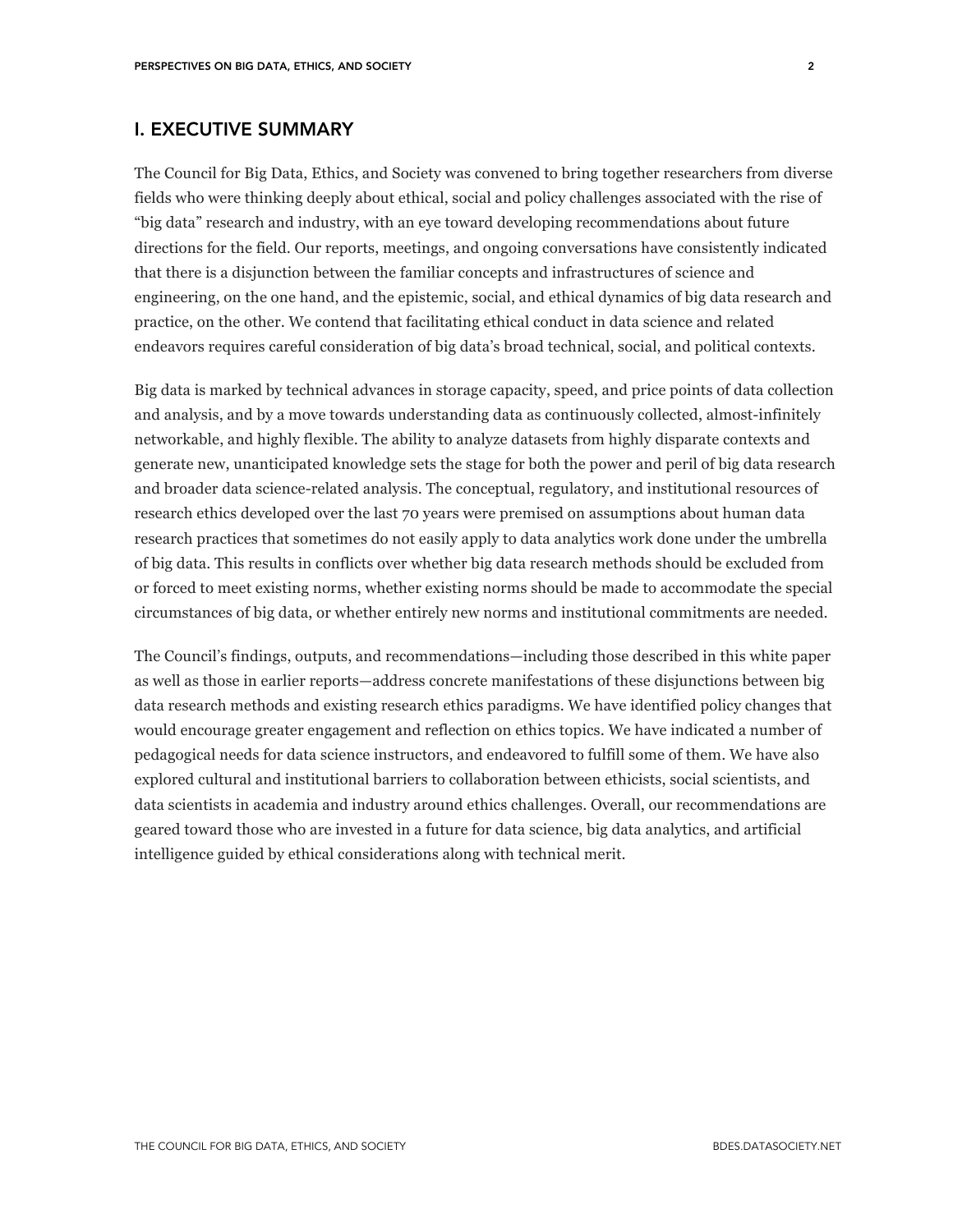## I. EXECUTIVE SUMMARY

The Council for Big Data, Ethics, and Society was convened to bring together researchers from diverse fields who were thinking deeply about ethical, social and policy challenges associated with the rise of "big data" research and industry, with an eye toward developing recommendations about future directions for the field. Our reports, meetings, and ongoing conversations have consistently indicated that there is a disjunction between the familiar concepts and infrastructures of science and engineering, on the one hand, and the epistemic, social, and ethical dynamics of big data research and practice, on the other. We contend that facilitating ethical conduct in data science and related endeavors requires careful consideration of big data's broad technical, social, and political contexts.

Big data is marked by technical advances in storage capacity, speed, and price points of data collection and analysis, and by a move towards understanding data as continuously collected, almost-infinitely networkable, and highly flexible. The ability to analyze datasets from highly disparate contexts and generate new, unanticipated knowledge sets the stage for both the power and peril of big data research and broader data science-related analysis. The conceptual, regulatory, and institutional resources of research ethics developed over the last 70 years were premised on assumptions about human data research practices that sometimes do not easily apply to data analytics work done under the umbrella of big data. This results in conflicts over whether big data research methods should be excluded from or forced to meet existing norms, whether existing norms should be made to accommodate the special circumstances of big data, or whether entirely new norms and institutional commitments are needed.

The Council's findings, outputs, and recommendations—including those described in this white paper as well as those in earlier reports—address concrete manifestations of these disjunctions between big data research methods and existing research ethics paradigms. We have identified policy changes that would encourage greater engagement and reflection on ethics topics. We have indicated a number of pedagogical needs for data science instructors, and endeavored to fulfill some of them. We have also explored cultural and institutional barriers to collaboration between ethicists, social scientists, and data scientists in academia and industry around ethics challenges. Overall, our recommendations are geared toward those who are invested in a future for data science, big data analytics, and artificial intelligence guided by ethical considerations along with technical merit.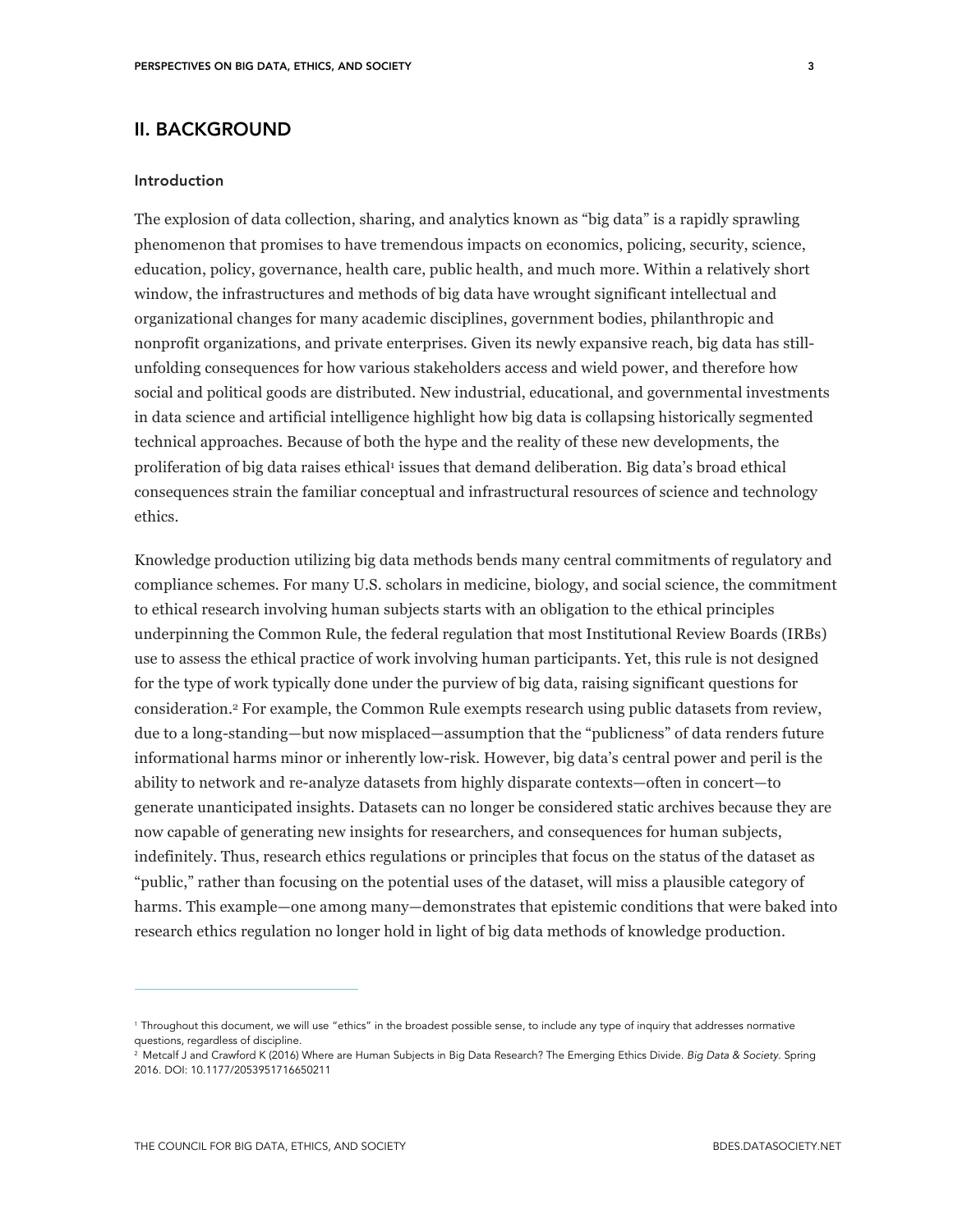## II. BACKGROUND

### Introduction

The explosion of data collection, sharing, and analytics known as "big data" is a rapidly sprawling phenomenon that promises to have tremendous impacts on economics, policing, security, science, education, policy, governance, health care, public health, and much more. Within a relatively short window, the infrastructures and methods of big data have wrought significant intellectual and organizational changes for many academic disciplines, government bodies, philanthropic and nonprofit organizations, and private enterprises. Given its newly expansive reach, big data has still-unfolding consequences for how various stakeholders access and wield power, and therefore how social and political goods are distributed. New industrial, educational, and governmental investments in data science and artificial intelligence highlight how big data is collapsing historically segmented technical approaches. Because of both the hype and the reality of these new developments, the proliferation of big data raises ethical[1] issues that demand deliberation. Big data's broad ethical consequences strain the familiar conceptual and infrastructural resources of science and technology ethics.

Knowledge production utilizing big data methods bends many central commitments of regulatory and compliance schemes. For many U.S. scholars in medicine, biology, and social science, the commitment to ethical research involving human subjects starts with an obligation to the ethical principles underpinning the Common Rule, the federal regulation that most Institutional Review Boards (IRBs) use to assess the ethical practice of work involving human participants. Yet, this rule is not designed for the type of work typically done under the purview of big data, raising significant questions for consideration.[2] For example, the Common Rule exempts research using public datasets from review, due to a long-standing—but now misplaced—assumption that the "publicness" of data renders future informational harms minor or inherently low-risk. However, big data's central power and peril is the ability to network and re-analyze datasets from highly disparate contexts—often in concert—to generate unanticipated insights. Datasets can no longer be considered static archives because they are now capable of generating new insights for researchers, and consequences for human subjects, indefinitely. Thus, research ethics regulations or principles that focus on the status of the dataset as "public," rather than focusing on the potential uses of the dataset, will miss a plausible category of harms. This example—one among many—demonstrates that epistemic conditions that were baked into research ethics regulation no longer hold in light of big data methods of knowledge production.

---

[1] Throughout this document, we will use "ethics" in the broadest possible sense, to include any type of inquiry that addresses normative questions, regardless of discipline.

[2] Metcalf J and Crawford K (2016) Where are Human Subjects in Big Data Research? The Emerging Ethics Divide. *Big Data & Society*. Spring 2016. DOI: 10.1177/2053951716650211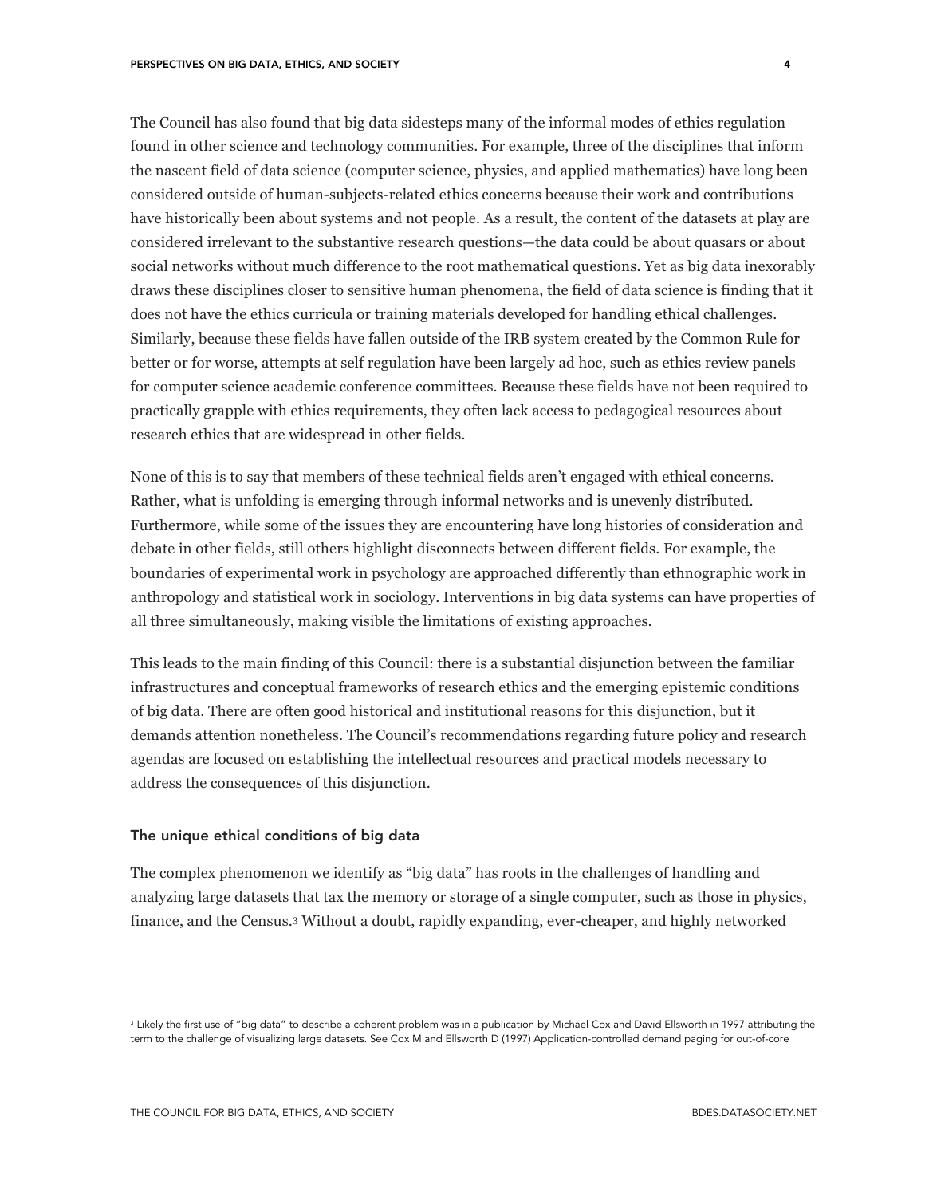The Council has also found that big data sidesteps many of the informal modes of ethics regulation found in other science and technology communities. For example, three of the disciplines that inform the nascent field of data science (computer science, physics, and applied mathematics) have long been considered outside of human-subjects-related ethics concerns because their work and contributions have historically been about systems and not people. As a result, the content of the datasets at play are considered irrelevant to the substantive research questions—the data could be about quasars or about social networks without much difference to the root mathematical questions. Yet as big data inexorably draws these disciplines closer to sensitive human phenomena, the field of data science is finding that it does not have the ethics curricula or training materials developed for handling ethical challenges. Similarly, because these fields have fallen outside of the IRB system created by the Common Rule for better or for worse, attempts at self regulation have been largely ad hoc, such as ethics review panels for computer science academic conference committees. Because these fields have not been required to practically grapple with ethics requirements, they often lack access to pedagogical resources about research ethics that are widespread in other fields.

None of this is to say that members of these technical fields aren't engaged with ethical concerns. Rather, what is unfolding is emerging through informal networks and is unevenly distributed. Furthermore, while some of the issues they are encountering have long histories of consideration and debate in other fields, still others highlight disconnects between different fields. For example, the boundaries of experimental work in psychology are approached differently than ethnographic work in anthropology and statistical work in sociology. Interventions in big data systems can have properties of all three simultaneously, making visible the limitations of existing approaches.

This leads to the main finding of this Council: there is a substantial disjunction between the familiar infrastructures and conceptual frameworks of research ethics and the emerging epistemic conditions of big data. There are often good historical and institutional reasons for this disjunction, but it demands attention nonetheless. The Council's recommendations regarding future policy and research agendas are focused on establishing the intellectual resources and practical models necessary to address the consequences of this disjunction.

### The unique ethical conditions of big data

The complex phenomenon we identify as "big data" has roots in the challenges of handling and analyzing large datasets that tax the memory or storage of a single computer, such as those in physics, finance, and the Census.[3] Without a doubt, rapidly expanding, ever-cheaper, and highly networked

---

[3] Likely the first use of "big data" to describe a coherent problem was in a publication by Michael Cox and David Ellsworth in 1997 attributing the term to the challenge of visualizing large datasets. See Cox M and Ellsworth D (1997) Application-controlled demand paging for out-of-core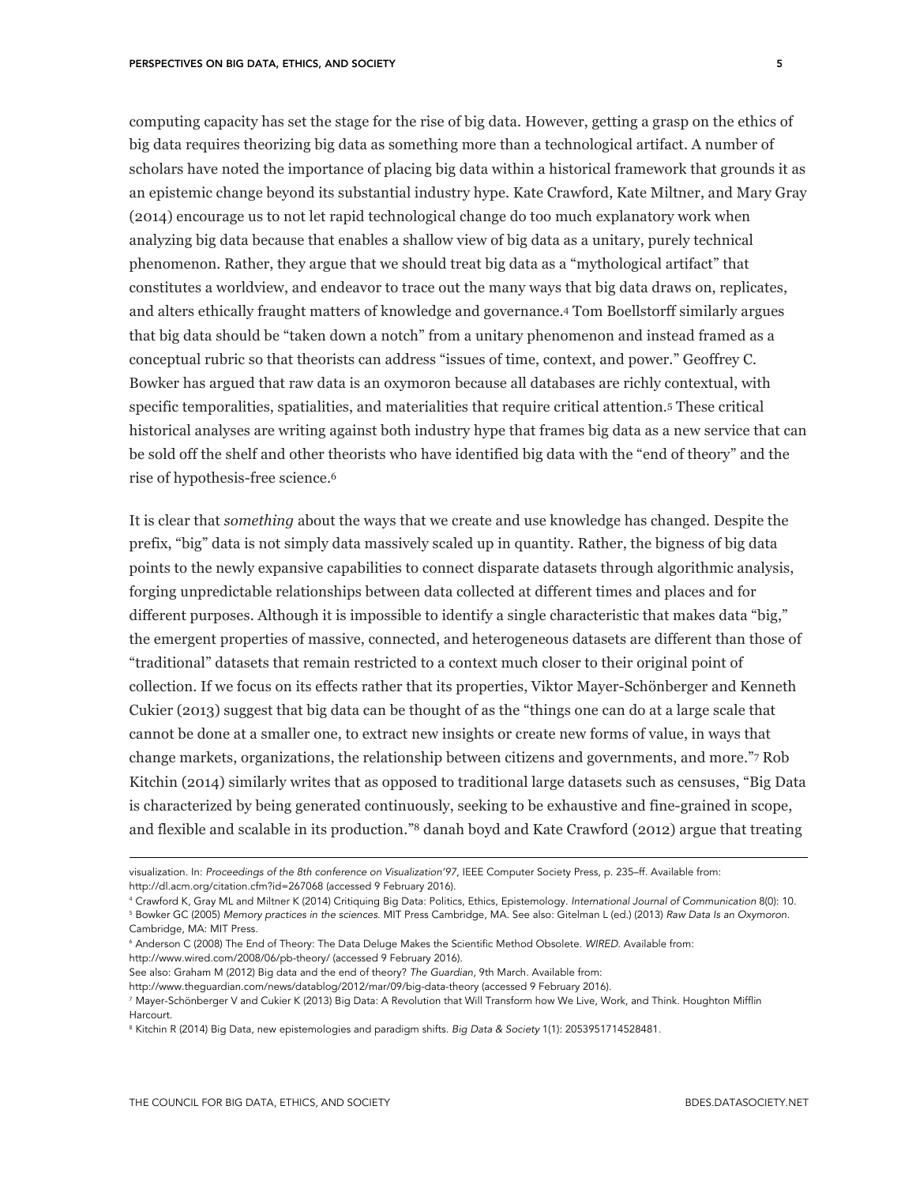computing capacity has set the stage for the rise of big data. However, getting a grasp on the ethics of big data requires theorizing big data as something more than a technological artifact. A number of scholars have noted the importance of placing big data within a historical framework that grounds it as an epistemic change beyond its substantial industry hype. Kate Crawford, Kate Miltner, and Mary Gray (2014) encourage us to not let rapid technological change do too much explanatory work when analyzing big data because that enables a shallow view of big data as a unitary, purely technical phenomenon. Rather, they argue that we should treat big data as a "mythological artifact" that constitutes a worldview, and endeavor to trace out the many ways that big data draws on, replicates, and alters ethically fraught matters of knowledge and governance.[4] Tom Boellstorff similarly argues that big data should be "taken down a notch" from a unitary phenomenon and instead framed as a conceptual rubric so that theorists can address "issues of time, context, and power." Geoffrey C. Bowker has argued that raw data is an oxymoron because all databases are richly contextual, with specific temporalities, spatialities, and materialities that require critical attention.[5] These critical historical analyses are writing against both industry hype that frames big data as a new service that can be sold off the shelf and other theorists who have identified big data with the "end of theory" and the rise of hypothesis-free science.[6]

It is clear that *something* about the ways that we create and use knowledge has changed. Despite the prefix, "big" data is not simply data massively scaled up in quantity. Rather, the bigness of big data points to the newly expansive capabilities to connect disparate datasets through algorithmic analysis, forging unpredictable relationships between data collected at different times and places and for different purposes. Although it is impossible to identify a single characteristic that makes data "big," the emergent properties of massive, connected, and heterogeneous datasets are different than those of "traditional" datasets that remain restricted to a context much closer to their original point of collection. If we focus on its effects rather that its properties, Viktor Mayer-Schönberger and Kenneth Cukier (2013) suggest that big data can be thought of as the "things one can do at a large scale that cannot be done at a smaller one, to extract new insights or create new forms of value, in ways that change markets, organizations, the relationship between citizens and governments, and more."[7] Rob Kitchin (2014) similarly writes that as opposed to traditional large datasets such as censuses, "Big Data is characterized by being generated continuously, seeking to be exhaustive and fine-grained in scope, and flexible and scalable in its production."[8] danah boyd and Kate Crawford (2012) argue that treating

---

visualization. In: *Proceedings of the 8th conference on Visualization'97*, IEEE Computer Society Press, p. 235–ff. Available from: http://dl.acm.org/citation.cfm?id=267068 (accessed 9 February 2016).

[4] Crawford K, Gray ML and Miltner K (2014) Critiquing Big Data: Politics, Ethics, Epistemology. *International Journal of Communication* 8(0): 10.

[5] Bowker GC (2005) *Memory practices in the sciences*. MIT Press Cambridge, MA. See also: Gitelman L (ed.) (2013) *Raw Data Is an Oxymoron*. Cambridge, MA: MIT Press.

[6] Anderson C (2008) The End of Theory: The Data Deluge Makes the Scientific Method Obsolete. *WIRED*. Available from: http://www.wired.com/2008/06/pb-theory/ (accessed 9 February 2016).
See also: Graham M (2012) Big data and the end of theory? *The Guardian*, 9th March. Available from: http://www.theguardian.com/news/datablog/2012/mar/09/big-data-theory (accessed 9 February 2016).

[7] Mayer-Schönberger V and Cukier K (2013) Big Data: A Revolution that Will Transform how We Live, Work, and Think. Houghton Mifflin Harcourt.

[8] Kitchin R (2014) Big Data, new epistemologies and paradigm shifts. *Big Data & Society* 1(1): 2053951714528481.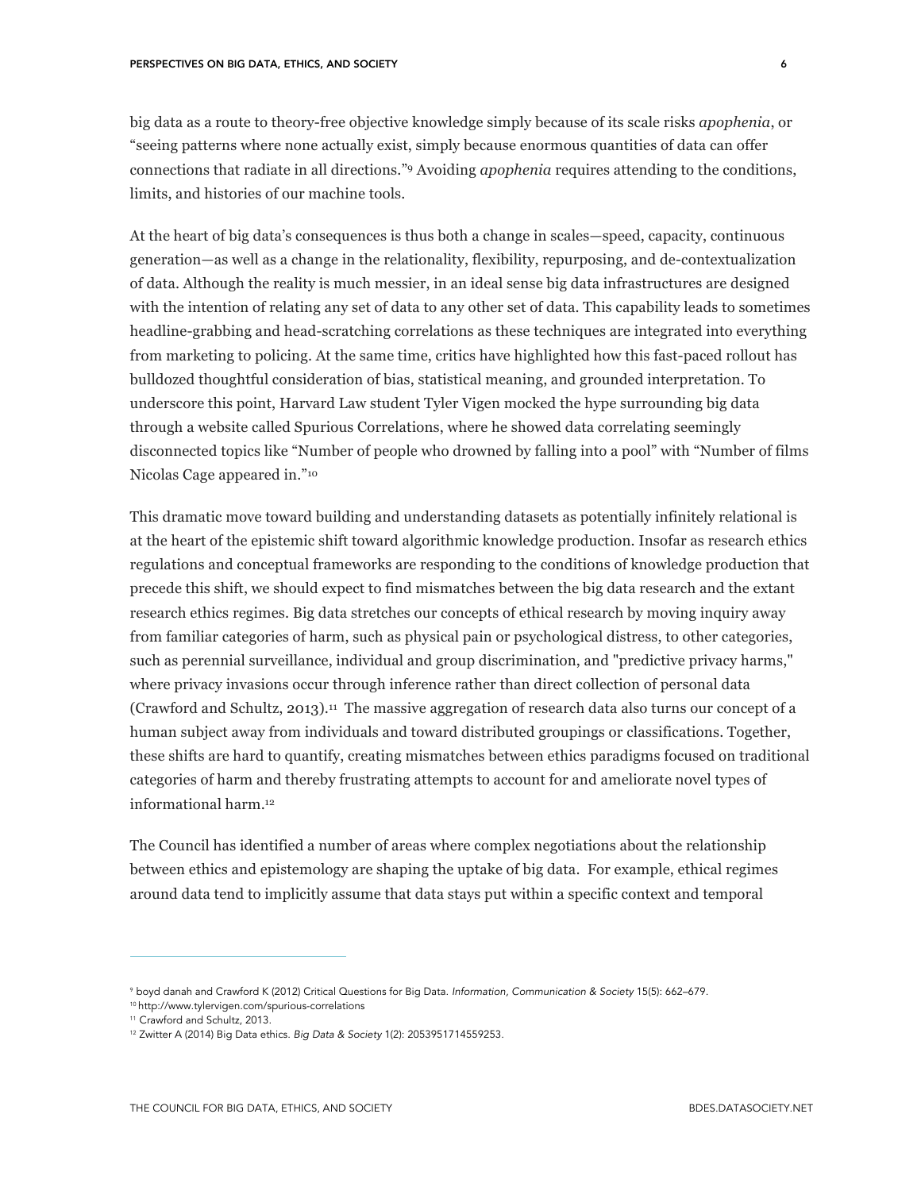big data as a route to theory-free objective knowledge simply because of its scale risks *apophenia*, or "seeing patterns where none actually exist, simply because enormous quantities of data can offer connections that radiate in all directions."[9] Avoiding *apophenia* requires attending to the conditions, limits, and histories of our machine tools.

At the heart of big data's consequences is thus both a change in scales—speed, capacity, continuous generation—as well as a change in the relationality, flexibility, repurposing, and de-contextualization of data. Although the reality is much messier, in an ideal sense big data infrastructures are designed with the intention of relating any set of data to any other set of data. This capability leads to sometimes headline-grabbing and head-scratching correlations as these techniques are integrated into everything from marketing to policing. At the same time, critics have highlighted how this fast-paced rollout has bulldozed thoughtful consideration of bias, statistical meaning, and grounded interpretation. To underscore this point, Harvard Law student Tyler Vigen mocked the hype surrounding big data through a website called Spurious Correlations, where he showed data correlating seemingly disconnected topics like "Number of people who drowned by falling into a pool" with "Number of films Nicolas Cage appeared in."[10]

This dramatic move toward building and understanding datasets as potentially infinitely relational is at the heart of the epistemic shift toward algorithmic knowledge production. Insofar as research ethics regulations and conceptual frameworks are responding to the conditions of knowledge production that precede this shift, we should expect to find mismatches between the big data research and the extant research ethics regimes. Big data stretches our concepts of ethical research by moving inquiry away from familiar categories of harm, such as physical pain or psychological distress, to other categories, such as perennial surveillance, individual and group discrimination, and "predictive privacy harms," where privacy invasions occur through inference rather than direct collection of personal data (Crawford and Schultz, 2013).[11] The massive aggregation of research data also turns our concept of a human subject away from individuals and toward distributed groupings or classifications. Together, these shifts are hard to quantify, creating mismatches between ethics paradigms focused on traditional categories of harm and thereby frustrating attempts to account for and ameliorate novel types of informational harm.[12]

The Council has identified a number of areas where complex negotiations about the relationship between ethics and epistemology are shaping the uptake of big data. For example, ethical regimes around data tend to implicitly assume that data stays put within a specific context and temporal

---

[9] boyd danah and Crawford K (2012) Critical Questions for Big Data. *Information, Communication & Society* 15(5): 662–679.

[10] http://www.tylervigen.com/spurious-correlations

[11] Crawford and Schultz, 2013.

[12] Zwitter A (2014) Big Data ethics. *Big Data & Society* 1(2): 2053951714559253.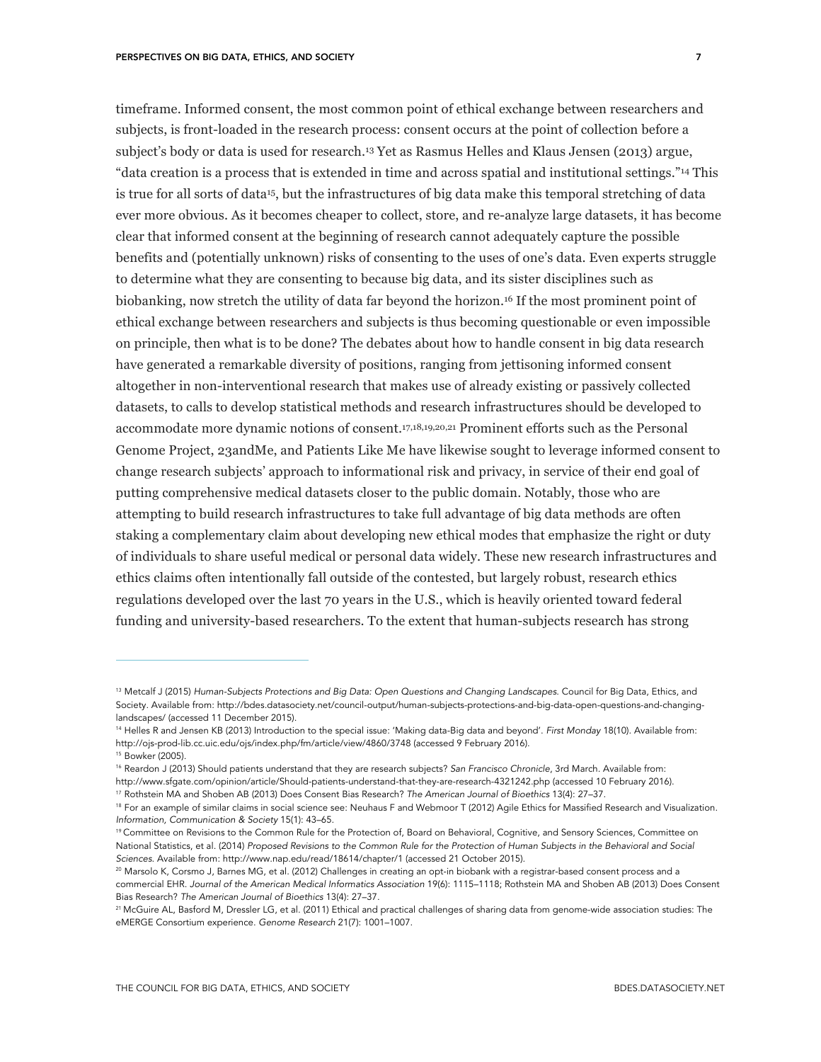timeframe. Informed consent, the most common point of ethical exchange between researchers and subjects, is front-loaded in the research process: consent occurs at the point of collection before a subject's body or data is used for research.[13] Yet as Rasmus Helles and Klaus Jensen (2013) argue, "data creation is a process that is extended in time and across spatial and institutional settings."[14] This is true for all sorts of data[15], but the infrastructures of big data make this temporal stretching of data ever more obvious. As it becomes cheaper to collect, store, and re-analyze large datasets, it has become clear that informed consent at the beginning of research cannot adequately capture the possible benefits and (potentially unknown) risks of consenting to the uses of one's data. Even experts struggle to determine what they are consenting to because big data, and its sister disciplines such as biobanking, now stretch the utility of data far beyond the horizon.[16] If the most prominent point of ethical exchange between researchers and subjects is thus becoming questionable or even impossible on principle, then what is to be done? The debates about how to handle consent in big data research have generated a remarkable diversity of positions, ranging from jettisoning informed consent altogether in non-interventional research that makes use of already existing or passively collected datasets, to calls to develop statistical methods and research infrastructures should be developed to accommodate more dynamic notions of consent.[17,18,19,20,21] Prominent efforts such as the Personal Genome Project, 23andMe, and Patients Like Me have likewise sought to leverage informed consent to change research subjects' approach to informational risk and privacy, in service of their end goal of putting comprehensive medical datasets closer to the public domain. Notably, those who are attempting to build research infrastructures to take full advantage of big data methods are often staking a complementary claim about developing new ethical modes that emphasize the right or duty of individuals to share useful medical or personal data widely. These new research infrastructures and ethics claims often intentionally fall outside of the contested, but largely robust, research ethics regulations developed over the last 70 years in the U.S., which is heavily oriented toward federal funding and university-based researchers. To the extent that human-subjects research has strong

---

[13] Metcalf J (2015) *Human-Subjects Protections and Big Data: Open Questions and Changing Landscapes.* Council for Big Data, Ethics, and Society. Available from: http://bdes.datasociety.net/council-output/human-subjects-protections-and-big-data-open-questions-and-changing-landscapes/ (accessed 11 December 2015).

[14] Helles R and Jensen KB (2013) Introduction to the special issue: 'Making data-Big data and beyond'. *First Monday* 18(10). Available from: http://ojs-prod-lib.cc.uic.edu/ojs/index.php/fm/article/view/4860/3748 (accessed 9 February 2016).

[15] Bowker (2005).

[16] Reardon J (2013) Should patients understand that they are research subjects? *San Francisco Chronicle*, 3rd March. Available from: http://www.sfgate.com/opinion/article/Should-patients-understand-that-they-are-research-4321242.php (accessed 10 February 2016).

[17] Rothstein MA and Shoben AB (2013) Does Consent Bias Research? *The American Journal of Bioethics* 13(4): 27–37.

[18] For an example of similar claims in social science see: Neuhaus F and Webmoor T (2012) Agile Ethics for Massified Research and Visualization. *Information, Communication & Society* 15(1): 43–65.

[19] Committee on Revisions to the Common Rule for the Protection of, Board on Behavioral, Cognitive, and Sensory Sciences, Committee on National Statistics, et al. (2014) *Proposed Revisions to the Common Rule for the Protection of Human Subjects in the Behavioral and Social Sciences.* Available from: http://www.nap.edu/read/18614/chapter/1 (accessed 21 October 2015).

[20] Marsolo K, Corsmo J, Barnes MG, et al. (2012) Challenges in creating an opt-in biobank with a registrar-based consent process and a commercial EHR. *Journal of the American Medical Informatics Association* 19(6): 1115–1118; Rothstein MA and Shoben AB (2013) Does Consent Bias Research? *The American Journal of Bioethics* 13(4): 27–37.

[21] McGuire AL, Basford M, Dressler LG, et al. (2011) Ethical and practical challenges of sharing data from genome-wide association studies: The eMERGE Consortium experience. *Genome Research* 21(7): 1001–1007.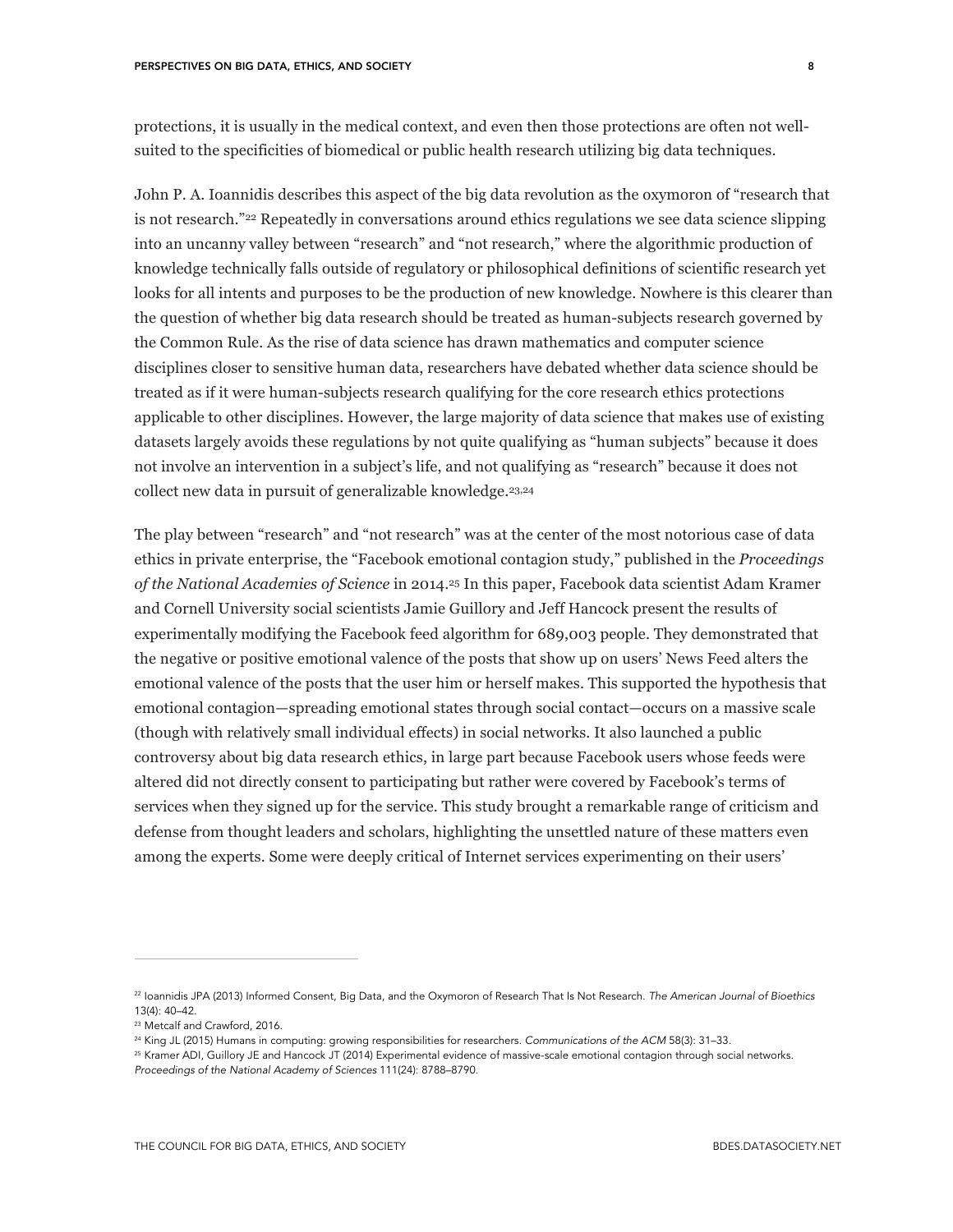protections, it is usually in the medical context, and even then those protections are often not well-suited to the specificities of biomedical or public health research utilizing big data techniques.

John P. A. Ioannidis describes this aspect of the big data revolution as the oxymoron of "research that is not research."[22] Repeatedly in conversations around ethics regulations we see data science slipping into an uncanny valley between "research" and "not research," where the algorithmic production of knowledge technically falls outside of regulatory or philosophical definitions of scientific research yet looks for all intents and purposes to be the production of new knowledge. Nowhere is this clearer than the question of whether big data research should be treated as human-subjects research governed by the Common Rule. As the rise of data science has drawn mathematics and computer science disciplines closer to sensitive human data, researchers have debated whether data science should be treated as if it were human-subjects research qualifying for the core research ethics protections applicable to other disciplines. However, the large majority of data science that makes use of existing datasets largely avoids these regulations by not quite qualifying as "human subjects" because it does not involve an intervention in a subject's life, and not qualifying as "research" because it does not collect new data in pursuit of generalizable knowledge.[23,24]

The play between "research" and "not research" was at the center of the most notorious case of data ethics in private enterprise, the "Facebook emotional contagion study," published in the *Proceedings of the National Academies of Science* in 2014.[25] In this paper, Facebook data scientist Adam Kramer and Cornell University social scientists Jamie Guillory and Jeff Hancock present the results of experimentally modifying the Facebook feed algorithm for 689,003 people. They demonstrated that the negative or positive emotional valence of the posts that show up on users' News Feed alters the emotional valence of the posts that the user him or herself makes. This supported the hypothesis that emotional contagion—spreading emotional states through social contact—occurs on a massive scale (though with relatively small individual effects) in social networks. It also launched a public controversy about big data research ethics, in large part because Facebook users whose feeds were altered did not directly consent to participating but rather were covered by Facebook's terms of services when they signed up for the service. This study brought a remarkable range of criticism and defense from thought leaders and scholars, highlighting the unsettled nature of these matters even among the experts. Some were deeply critical of Internet services experimenting on their users'

---

[22] Ioannidis JPA (2013) Informed Consent, Big Data, and the Oxymoron of Research That Is Not Research. *The American Journal of Bioethics* 13(4): 40–42.

[23] Metcalf and Crawford, 2016.

[24] King JL (2015) Humans in computing: growing responsibilities for researchers. *Communications of the ACM* 58(3): 31–33.

[25] Kramer ADI, Guillory JE and Hancock JT (2014) Experimental evidence of massive-scale emotional contagion through social networks. *Proceedings of the National Academy of Sciences* 111(24): 8788–8790.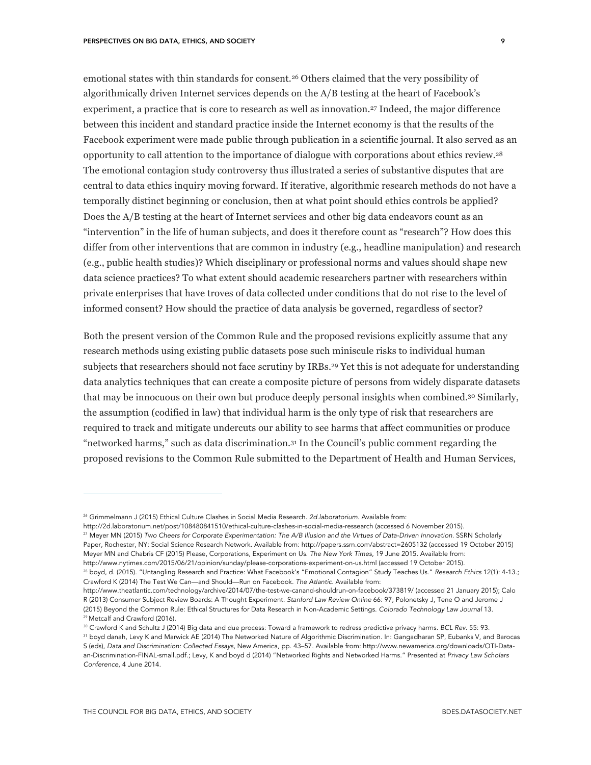emotional states with thin standards for consent.[26] Others claimed that the very possibility of algorithmically driven Internet services depends on the A/B testing at the heart of Facebook's experiment, a practice that is core to research as well as innovation.[27] Indeed, the major difference between this incident and standard practice inside the Internet economy is that the results of the Facebook experiment were made public through publication in a scientific journal. It also served as an opportunity to call attention to the importance of dialogue with corporations about ethics review.[28] The emotional contagion study controversy thus illustrated a series of substantive disputes that are central to data ethics inquiry moving forward. If iterative, algorithmic research methods do not have a temporally distinct beginning or conclusion, then at what point should ethics controls be applied? Does the A/B testing at the heart of Internet services and other big data endeavors count as an "intervention" in the life of human subjects, and does it therefore count as "research"? How does this differ from other interventions that are common in industry (e.g., headline manipulation) and research (e.g., public health studies)? Which disciplinary or professional norms and values should shape new data science practices? To what extent should academic researchers partner with researchers within private enterprises that have troves of data collected under conditions that do not rise to the level of informed consent? How should the practice of data analysis be governed, regardless of sector?

Both the present version of the Common Rule and the proposed revisions explicitly assume that any research methods using existing public datasets pose such miniscule risks to individual human subjects that researchers should not face scrutiny by IRBs.[29] Yet this is not adequate for understanding data analytics techniques that can create a composite picture of persons from widely disparate datasets that may be innocuous on their own but produce deeply personal insights when combined.[30] Similarly, the assumption (codified in law) that individual harm is the only type of risk that researchers are required to track and mitigate undercuts our ability to see harms that affect communities or produce "networked harms," such as data discrimination.[31] In the Council's public comment regarding the proposed revisions to the Common Rule submitted to the Department of Health and Human Services,

---

[26] Grimmelmann J (2015) Ethical Culture Clashes in Social Media Research. *2d.laboratorium*. Available from: http://2d.laboratorium.net/post/108480841510/ethical-culture-clashes-in-social-media-ressearch (accessed 6 November 2015).

[27] Meyer MN (2015) *Two Cheers for Corporate Experimentation: The A/B Illusion and the Virtues of Data-Driven Innovation*. SSRN Scholarly Paper, Rochester, NY: Social Science Research Network. Available from: http://papers.ssrn.com/abstract=2605132 (accessed 19 October 2015) Meyer MN and Chabris CF (2015) Please, Corporations, Experiment on Us. *The New York Times*, 19 June 2015. Available from: http://www.nytimes.com/2015/06/21/opinion/sunday/please-corporations-experiment-on-us.html (accessed 19 October 2015).

[28] boyd, d. (2015). "Untangling Research and Practice: What Facebook's "Emotional Contagion" Study Teaches Us." *Research Ethics* 12(1): 4-13.; Crawford K (2014) The Test We Can—and Should—Run on Facebook. *The Atlantic*. Available from: http://www.theatlantic.com/technology/archive/2014/07/the-test-we-canand-shouldrun-on-facebook/373819/ (accessed 21 January 2015); Calo R (2013) Consumer Subject Review Boards: A Thought Experiment. *Stanford Law Review Online* 66: 97; Polonetsky J, Tene O and Jerome J (2015) Beyond the Common Rule: Ethical Structures for Data Research in Non-Academic Settings. *Colorado Technology Law Journal* 13.

[29] Metcalf and Crawford (2016).

[30] Crawford K and Schultz J (2014) Big data and due process: Toward a framework to redress predictive privacy harms. *BCL Rev*. 55: 93.

[31] boyd danah, Levy K and Marwick AE (2014) The Networked Nature of Algorithmic Discrimination. In: Gangadharan SP, Eubanks V, and Barocas S (eds), *Data and Discrimination: Collected Essays*, New America, pp. 43–57. Available from: http://www.newamerica.org/downloads/OTI-Data-an-Discrimination-FINAL-small.pdf.; Levy, K and boyd d (2014) "Networked Rights and Networked Harms." Presented at *Privacy Law Scholars Conference*, 4 June 2014.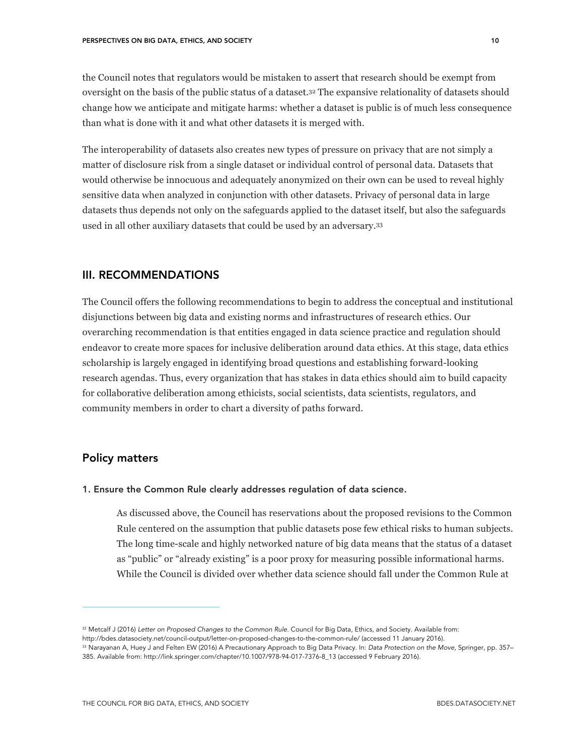the Council notes that regulators would be mistaken to assert that research should be exempt from oversight on the basis of the public status of a dataset.[32] The expansive relationality of datasets should change how we anticipate and mitigate harms: whether a dataset is public is of much less consequence than what is done with it and what other datasets it is merged with.

The interoperability of datasets also creates new types of pressure on privacy that are not simply a matter of disclosure risk from a single dataset or individual control of personal data. Datasets that would otherwise be innocuous and adequately anonymized on their own can be used to reveal highly sensitive data when analyzed in conjunction with other datasets. Privacy of personal data in large datasets thus depends not only on the safeguards applied to the dataset itself, but also the safeguards used in all other auxiliary datasets that could be used by an adversary.[33]

## III. RECOMMENDATIONS

The Council offers the following recommendations to begin to address the conceptual and institutional disjunctions between big data and existing norms and infrastructures of research ethics. Our overarching recommendation is that entities engaged in data science practice and regulation should endeavor to create more spaces for inclusive deliberation around data ethics. At this stage, data ethics scholarship is largely engaged in identifying broad questions and establishing forward-looking research agendas. Thus, every organization that has stakes in data ethics should aim to build capacity for collaborative deliberation among ethicists, social scientists, data scientists, regulators, and community members in order to chart a diversity of paths forward.

### Policy matters

#### 1. Ensure the Common Rule clearly addresses regulation of data science.

As discussed above, the Council has reservations about the proposed revisions to the Common Rule centered on the assumption that public datasets pose few ethical risks to human subjects. The long time-scale and highly networked nature of big data means that the status of a dataset as "public" or "already existing" is a poor proxy for measuring possible informational harms. While the Council is divided over whether data science should fall under the Common Rule at

---

[32] Metcalf J (2016) *Letter on Proposed Changes to the Common Rule*. Council for Big Data, Ethics, and Society. Available from: http://bdes.datasociety.net/council-output/letter-on-proposed-changes-to-the-common-rule/ (accessed 11 January 2016).

[33] Narayanan A, Huey J and Felten EW (2016) A Precautionary Approach to Big Data Privacy. In: *Data Protection on the Move*, Springer, pp. 357–385. Available from: http://link.springer.com/chapter/10.1007/978-94-017-7376-8_13 (accessed 9 February 2016).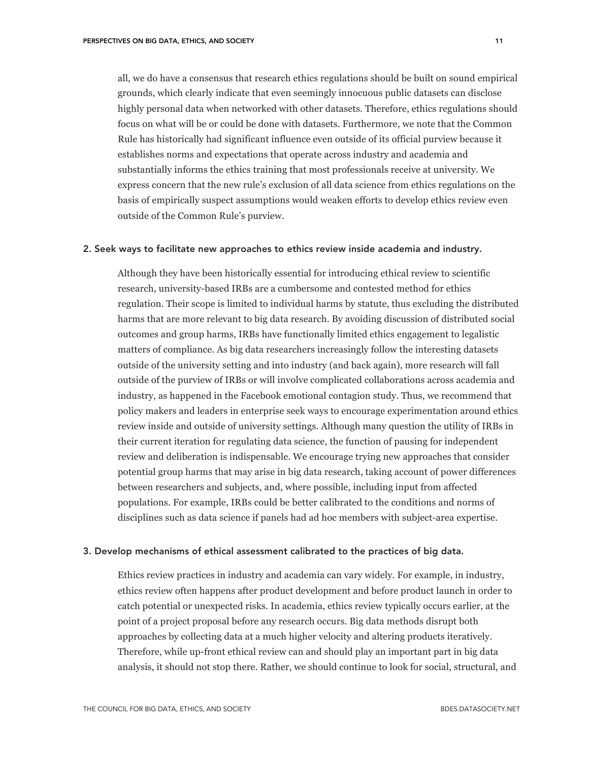all, we do have a consensus that research ethics regulations should be built on sound empirical grounds, which clearly indicate that even seemingly innocuous public datasets can disclose highly personal data when networked with other datasets. Therefore, ethics regulations should focus on what will be or could be done with datasets. Furthermore, we note that the Common Rule has historically had significant influence even outside of its official purview because it establishes norms and expectations that operate across industry and academia and substantially informs the ethics training that most professionals receive at university. We express concern that the new rule's exclusion of all data science from ethics regulations on the basis of empirically suspect assumptions would weaken efforts to develop ethics review even outside of the Common Rule's purview.

### 2. Seek ways to facilitate new approaches to ethics review inside academia and industry.

Although they have been historically essential for introducing ethical review to scientific research, university-based IRBs are a cumbersome and contested method for ethics regulation. Their scope is limited to individual harms by statute, thus excluding the distributed harms that are more relevant to big data research. By avoiding discussion of distributed social outcomes and group harms, IRBs have functionally limited ethics engagement to legalistic matters of compliance. As big data researchers increasingly follow the interesting datasets outside of the university setting and into industry (and back again), more research will fall outside of the purview of IRBs or will involve complicated collaborations across academia and industry, as happened in the Facebook emotional contagion study. Thus, we recommend that policy makers and leaders in enterprise seek ways to encourage experimentation around ethics review inside and outside of university settings. Although many question the utility of IRBs in their current iteration for regulating data science, the function of pausing for independent review and deliberation is indispensable. We encourage trying new approaches that consider potential group harms that may arise in big data research, taking account of power differences between researchers and subjects, and, where possible, including input from affected populations. For example, IRBs could be better calibrated to the conditions and norms of disciplines such as data science if panels had ad hoc members with subject-area expertise.

### 3. Develop mechanisms of ethical assessment calibrated to the practices of big data.

Ethics review practices in industry and academia can vary widely. For example, in industry, ethics review often happens after product development and before product launch in order to catch potential or unexpected risks. In academia, ethics review typically occurs earlier, at the point of a project proposal before any research occurs. Big data methods disrupt both approaches by collecting data at a much higher velocity and altering products iteratively. Therefore, while up-front ethical review can and should play an important part in big data analysis, it should not stop there. Rather, we should continue to look for social, structural, and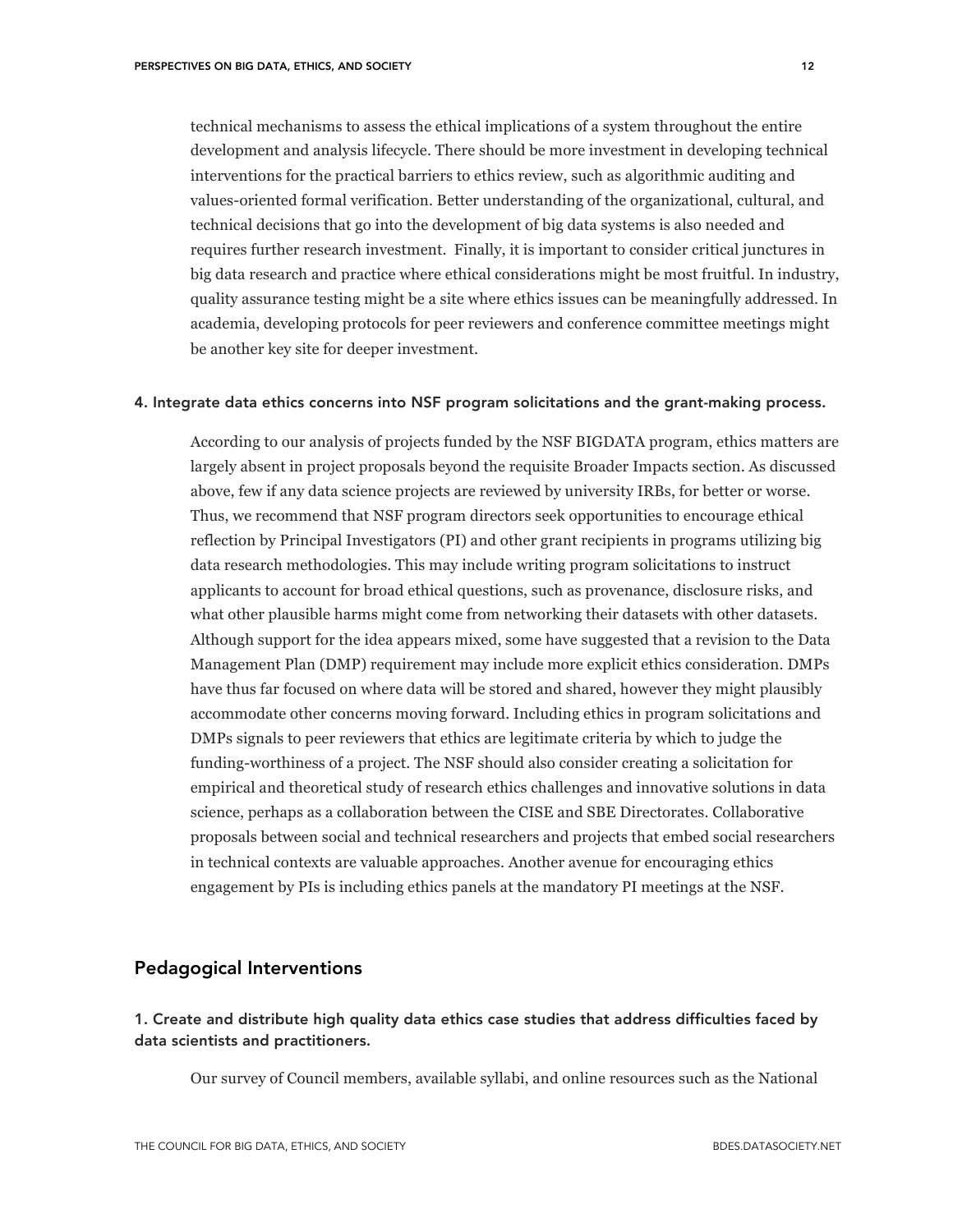technical mechanisms to assess the ethical implications of a system throughout the entire development and analysis lifecycle. There should be more investment in developing technical interventions for the practical barriers to ethics review, such as algorithmic auditing and values-oriented formal verification. Better understanding of the organizational, cultural, and technical decisions that go into the development of big data systems is also needed and requires further research investment. Finally, it is important to consider critical junctures in big data research and practice where ethical considerations might be most fruitful. In industry, quality assurance testing might be a site where ethics issues can be meaningfully addressed. In academia, developing protocols for peer reviewers and conference committee meetings might be another key site for deeper investment.

#### 4. Integrate data ethics concerns into NSF program solicitations and the grant-making process.

According to our analysis of projects funded by the NSF BIGDATA program, ethics matters are largely absent in project proposals beyond the requisite Broader Impacts section. As discussed above, few if any data science projects are reviewed by university IRBs, for better or worse. Thus, we recommend that NSF program directors seek opportunities to encourage ethical reflection by Principal Investigators (PI) and other grant recipients in programs utilizing big data research methodologies. This may include writing program solicitations to instruct applicants to account for broad ethical questions, such as provenance, disclosure risks, and what other plausible harms might come from networking their datasets with other datasets. Although support for the idea appears mixed, some have suggested that a revision to the Data Management Plan (DMP) requirement may include more explicit ethics consideration. DMPs have thus far focused on where data will be stored and shared, however they might plausibly accommodate other concerns moving forward. Including ethics in program solicitations and DMPs signals to peer reviewers that ethics are legitimate criteria by which to judge the funding-worthiness of a project. The NSF should also consider creating a solicitation for empirical and theoretical study of research ethics challenges and innovative solutions in data science, perhaps as a collaboration between the CISE and SBE Directorates. Collaborative proposals between social and technical researchers and projects that embed social researchers in technical contexts are valuable approaches. Another avenue for encouraging ethics engagement by PIs is including ethics panels at the mandatory PI meetings at the NSF.

### Pedagogical Interventions

#### 1. Create and distribute high quality data ethics case studies that address difficulties faced by data scientists and practitioners.

Our survey of Council members, available syllabi, and online resources such as the National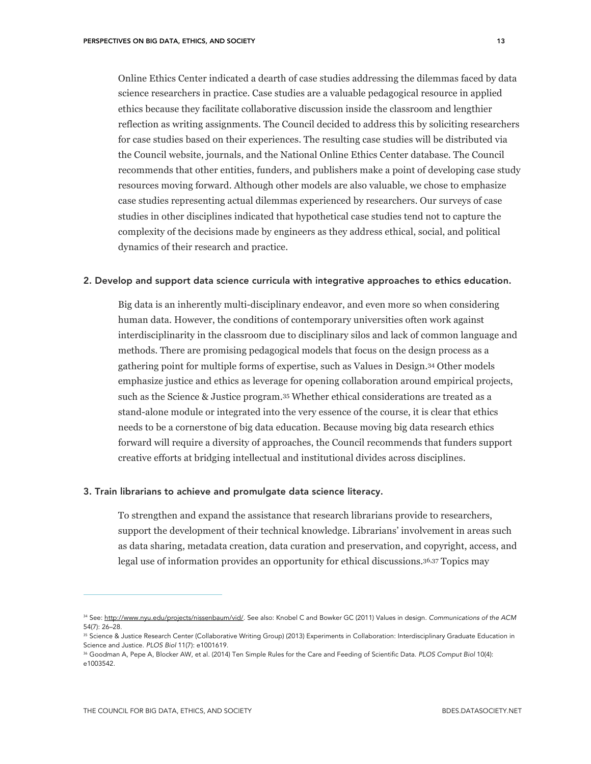Online Ethics Center indicated a dearth of case studies addressing the dilemmas faced by data science researchers in practice. Case studies are a valuable pedagogical resource in applied ethics because they facilitate collaborative discussion inside the classroom and lengthier reflection as writing assignments. The Council decided to address this by soliciting researchers for case studies based on their experiences. The resulting case studies will be distributed via the Council website, journals, and the National Online Ethics Center database. The Council recommends that other entities, funders, and publishers make a point of developing case study resources moving forward. Although other models are also valuable, we chose to emphasize case studies representing actual dilemmas experienced by researchers. Our surveys of case studies in other disciplines indicated that hypothetical case studies tend not to capture the complexity of the decisions made by engineers as they address ethical, social, and political dynamics of their research and practice.

### 2. Develop and support data science curricula with integrative approaches to ethics education.

Big data is an inherently multi-disciplinary endeavor, and even more so when considering human data. However, the conditions of contemporary universities often work against interdisciplinarity in the classroom due to disciplinary silos and lack of common language and methods. There are promising pedagogical models that focus on the design process as a gathering point for multiple forms of expertise, such as Values in Design.[34] Other models emphasize justice and ethics as leverage for opening collaboration around empirical projects, such as the Science & Justice program.[35] Whether ethical considerations are treated as a stand-alone module or integrated into the very essence of the course, it is clear that ethics needs to be a cornerstone of big data education. Because moving big data research ethics forward will require a diversity of approaches, the Council recommends that funders support creative efforts at bridging intellectual and institutional divides across disciplines.

### 3. Train librarians to achieve and promulgate data science literacy.

To strengthen and expand the assistance that research librarians provide to researchers, support the development of their technical knowledge. Librarians' involvement in areas such as data sharing, metadata creation, data curation and preservation, and copyright, access, and legal use of information provides an opportunity for ethical discussions.[36,37] Topics may

---

[34] See: http://www.nyu.edu/projects/nissenbaum/vid/. See also: Knobel C and Bowker GC (2011) Values in design. *Communications of the ACM* 54(7): 26–28.

[35] Science & Justice Research Center (Collaborative Writing Group) (2013) Experiments in Collaboration: Interdisciplinary Graduate Education in Science and Justice. *PLOS Biol* 11(7): e1001619.

[36] Goodman A, Pepe A, Blocker AW, et al. (2014) Ten Simple Rules for the Care and Feeding of Scientific Data. *PLOS Comput Biol* 10(4): e1003542.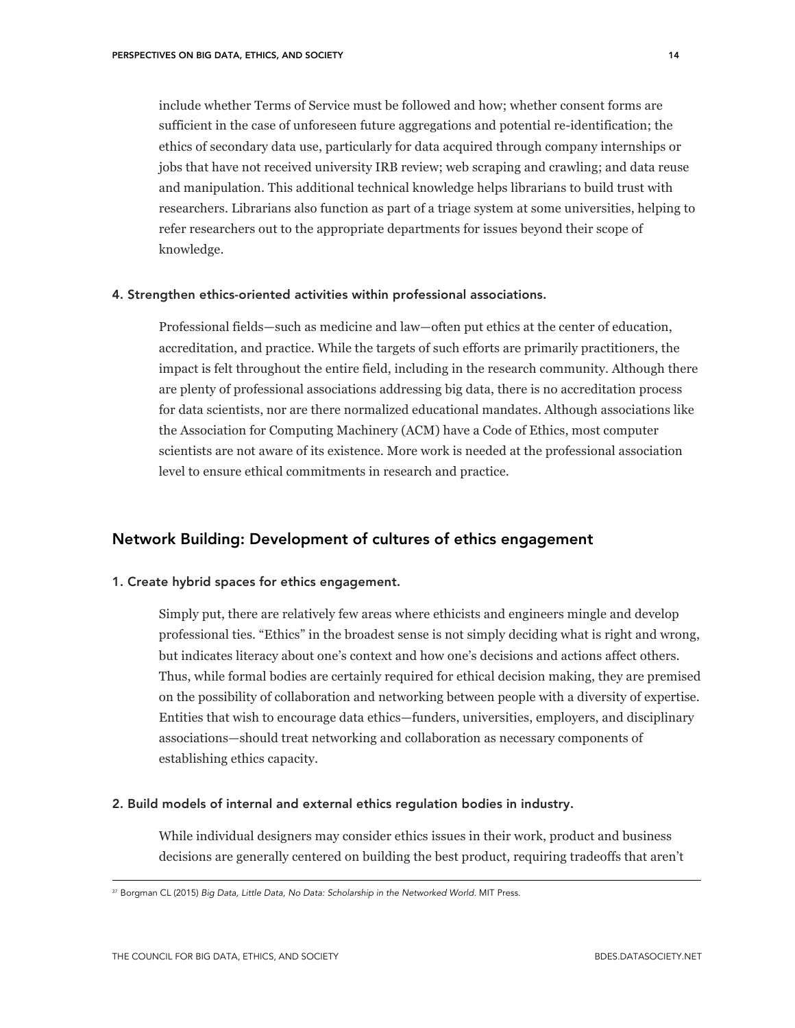include whether Terms of Service must be followed and how; whether consent forms are sufficient in the case of unforeseen future aggregations and potential re-identification; the ethics of secondary data use, particularly for data acquired through company internships or jobs that have not received university IRB review; web scraping and crawling; and data reuse and manipulation. This additional technical knowledge helps librarians to build trust with researchers. Librarians also function as part of a triage system at some universities, helping to refer researchers out to the appropriate departments for issues beyond their scope of knowledge.

#### 4. Strengthen ethics-oriented activities within professional associations.

Professional fields—such as medicine and law—often put ethics at the center of education, accreditation, and practice. While the targets of such efforts are primarily practitioners, the impact is felt throughout the entire field, including in the research community. Although there are plenty of professional associations addressing big data, there is no accreditation process for data scientists, nor are there normalized educational mandates. Although associations like the Association for Computing Machinery (ACM) have a Code of Ethics, most computer scientists are not aware of its existence. More work is needed at the professional association level to ensure ethical commitments in research and practice.

### Network Building: Development of cultures of ethics engagement

#### 1. Create hybrid spaces for ethics engagement.

Simply put, there are relatively few areas where ethicists and engineers mingle and develop professional ties. "Ethics" in the broadest sense is not simply deciding what is right and wrong, but indicates literacy about one's context and how one's decisions and actions affect others. Thus, while formal bodies are certainly required for ethical decision making, they are premised on the possibility of collaboration and networking between people with a diversity of expertise. Entities that wish to encourage data ethics—funders, universities, employers, and disciplinary associations—should treat networking and collaboration as necessary components of establishing ethics capacity.

#### 2. Build models of internal and external ethics regulation bodies in industry.

While individual designers may consider ethics issues in their work, product and business decisions are generally centered on building the best product, requiring tradeoffs that aren't

[37] Borgman CL (2015) *Big Data, Little Data, No Data: Scholarship in the Networked World.* MIT Press.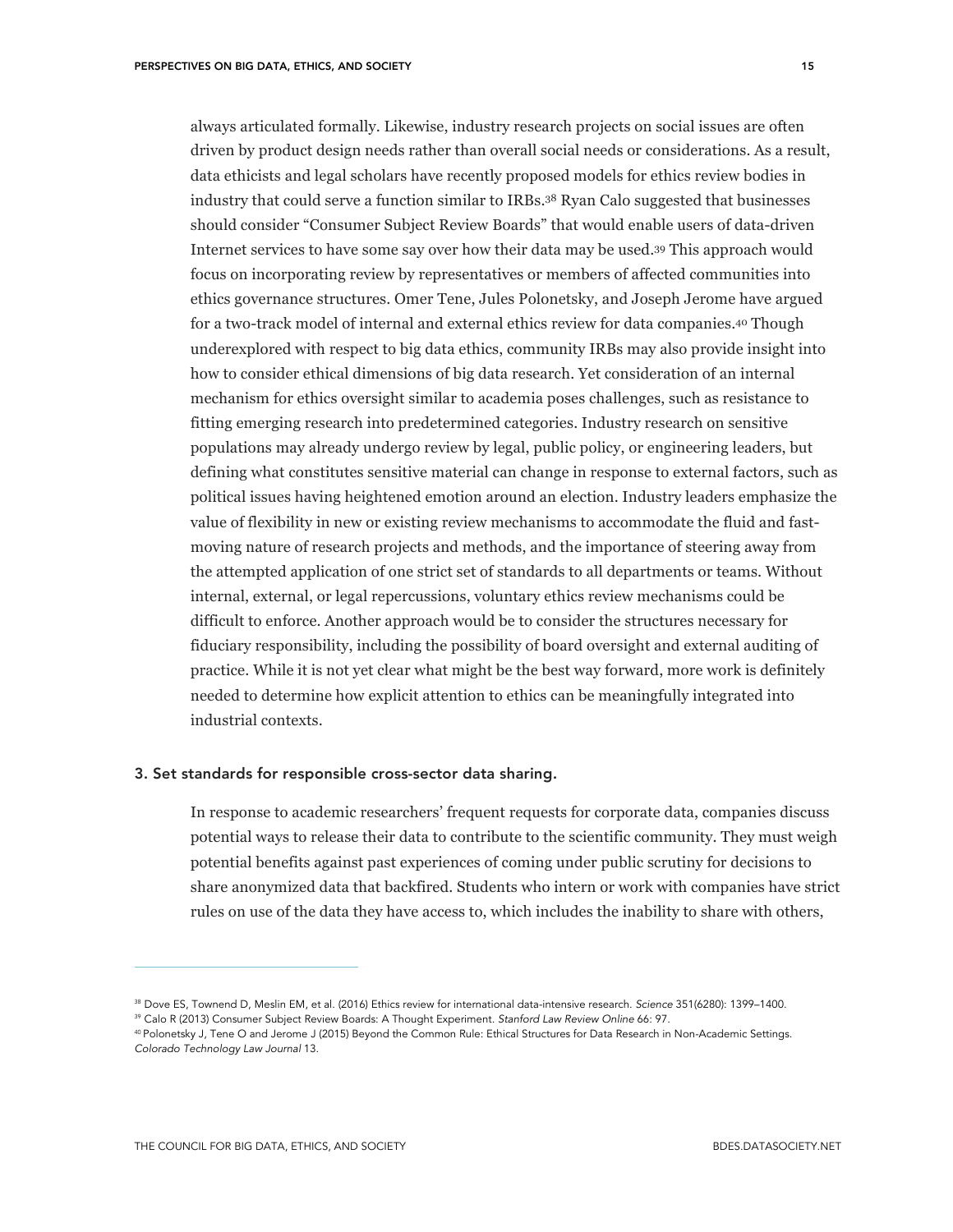always articulated formally. Likewise, industry research projects on social issues are often driven by product design needs rather than overall social needs or considerations. As a result, data ethicists and legal scholars have recently proposed models for ethics review bodies in industry that could serve a function similar to IRBs.[38] Ryan Calo suggested that businesses should consider "Consumer Subject Review Boards" that would enable users of data-driven Internet services to have some say over how their data may be used.[39] This approach would focus on incorporating review by representatives or members of affected communities into ethics governance structures. Omer Tene, Jules Polonetsky, and Joseph Jerome have argued for a two-track model of internal and external ethics review for data companies.[40] Though underexplored with respect to big data ethics, community IRBs may also provide insight into how to consider ethical dimensions of big data research. Yet consideration of an internal mechanism for ethics oversight similar to academia poses challenges, such as resistance to fitting emerging research into predetermined categories. Industry research on sensitive populations may already undergo review by legal, public policy, or engineering leaders, but defining what constitutes sensitive material can change in response to external factors, such as political issues having heightened emotion around an election. Industry leaders emphasize the value of flexibility in new or existing review mechanisms to accommodate the fluid and fast-moving nature of research projects and methods, and the importance of steering away from the attempted application of one strict set of standards to all departments or teams. Without internal, external, or legal repercussions, voluntary ethics review mechanisms could be difficult to enforce. Another approach would be to consider the structures necessary for fiduciary responsibility, including the possibility of board oversight and external auditing of practice. While it is not yet clear what might be the best way forward, more work is definitely needed to determine how explicit attention to ethics can be meaningfully integrated into industrial contexts.

### 3. Set standards for responsible cross-sector data sharing.

In response to academic researchers' frequent requests for corporate data, companies discuss potential ways to release their data to contribute to the scientific community. They must weigh potential benefits against past experiences of coming under public scrutiny for decisions to share anonymized data that backfired. Students who intern or work with companies have strict rules on use of the data they have access to, which includes the inability to share with others,

---

[38] Dove ES, Townend D, Meslin EM, et al. (2016) Ethics review for international data-intensive research. *Science* 351(6280): 1399–1400.

[39] Calo R (2013) Consumer Subject Review Boards: A Thought Experiment. *Stanford Law Review Online* 66: 97.

[40] Polonetsky J, Tene O and Jerome J (2015) Beyond the Common Rule: Ethical Structures for Data Research in Non-Academic Settings. *Colorado Technology Law Journal* 13.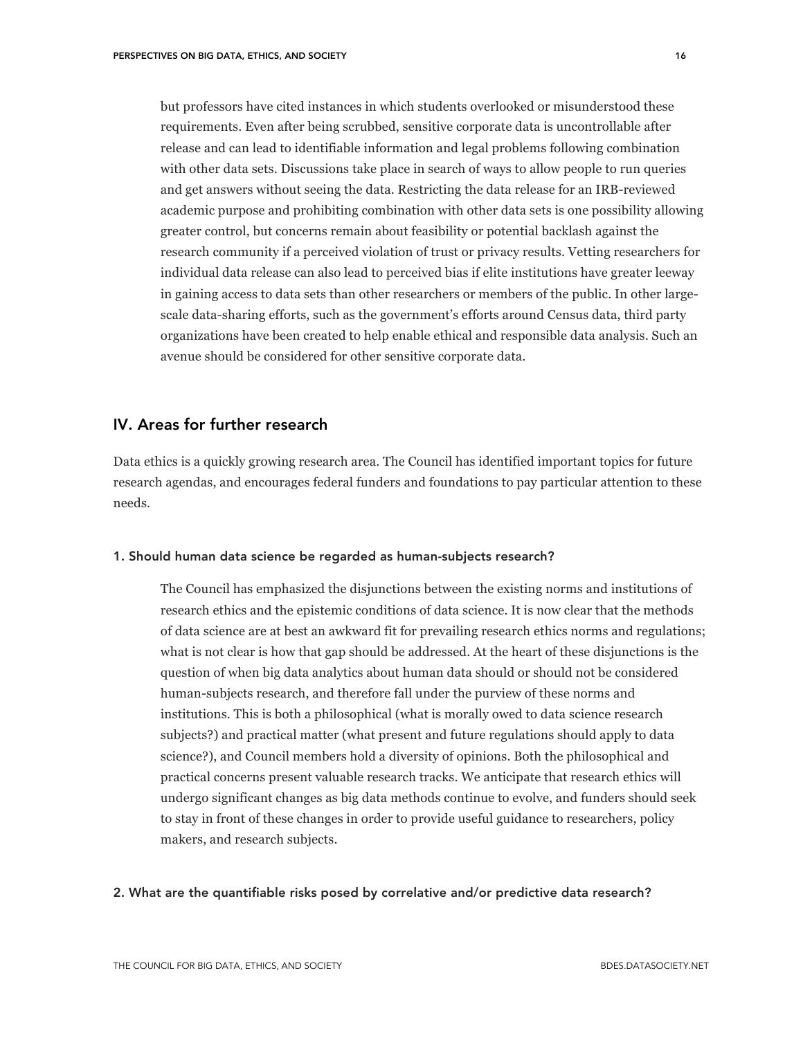but professors have cited instances in which students overlooked or misunderstood these requirements. Even after being scrubbed, sensitive corporate data is uncontrollable after release and can lead to identifiable information and legal problems following combination with other data sets. Discussions take place in search of ways to allow people to run queries and get answers without seeing the data. Restricting the data release for an IRB-reviewed academic purpose and prohibiting combination with other data sets is one possibility allowing greater control, but concerns remain about feasibility or potential backlash against the research community if a perceived violation of trust or privacy results. Vetting researchers for individual data release can also lead to perceived bias if elite institutions have greater leeway in gaining access to data sets than other researchers or members of the public. In other large-scale data-sharing efforts, such as the government's efforts around Census data, third party organizations have been created to help enable ethical and responsible data analysis. Such an avenue should be considered for other sensitive corporate data.

## IV. Areas for further research

Data ethics is a quickly growing research area. The Council has identified important topics for future research agendas, and encourages federal funders and foundations to pay particular attention to these needs.

#### 1. Should human data science be regarded as human-subjects research?

The Council has emphasized the disjunctions between the existing norms and institutions of research ethics and the epistemic conditions of data science. It is now clear that the methods of data science are at best an awkward fit for prevailing research ethics norms and regulations; what is not clear is how that gap should be addressed. At the heart of these disjunctions is the question of when big data analytics about human data should or should not be considered human-subjects research, and therefore fall under the purview of these norms and institutions. This is both a philosophical (what is morally owed to data science research subjects?) and practical matter (what present and future regulations should apply to data science?), and Council members hold a diversity of opinions. Both the philosophical and practical concerns present valuable research tracks. We anticipate that research ethics will undergo significant changes as big data methods continue to evolve, and funders should seek to stay in front of these changes in order to provide useful guidance to researchers, policy makers, and research subjects.

#### 2. What are the quantifiable risks posed by correlative and/or predictive data research?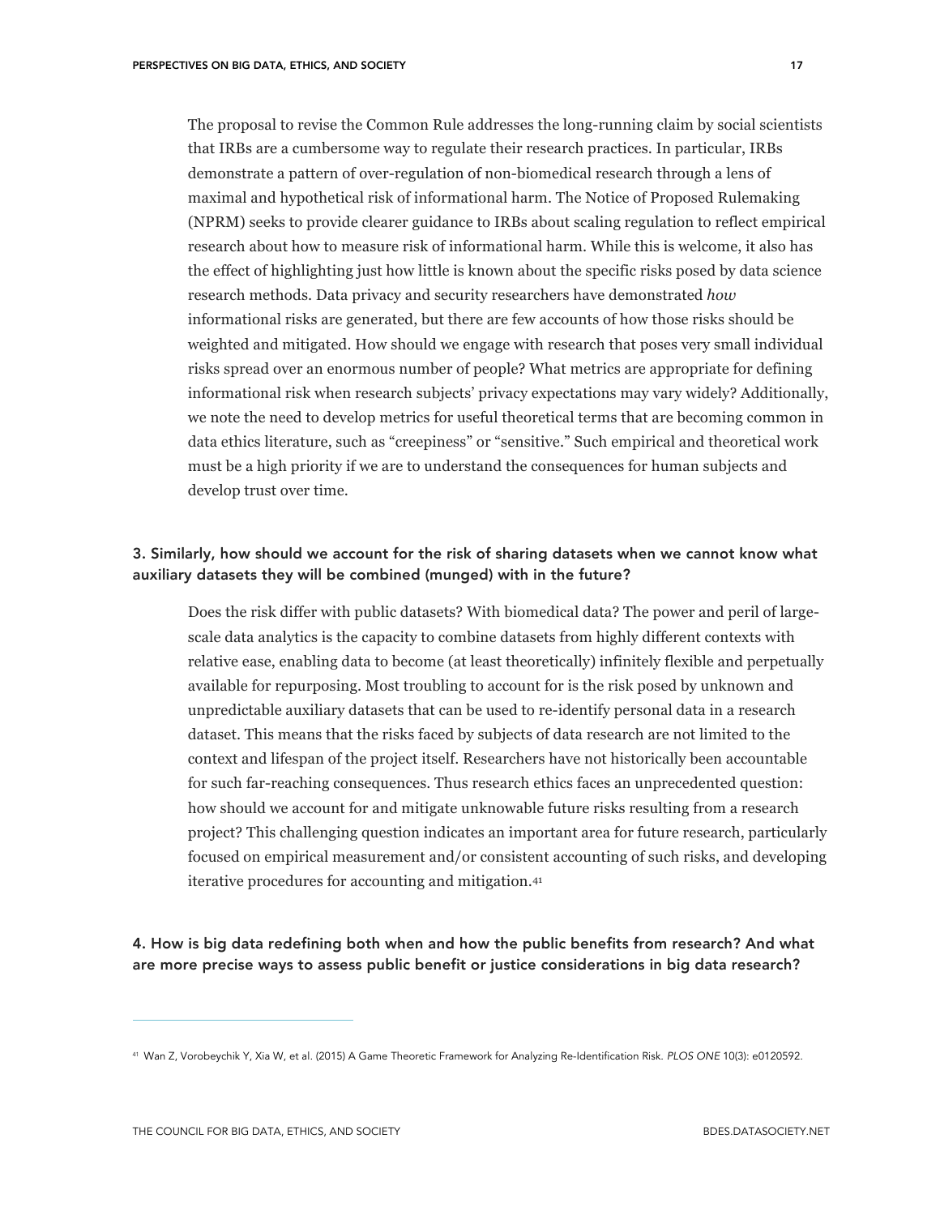The proposal to revise the Common Rule addresses the long-running claim by social scientists that IRBs are a cumbersome way to regulate their research practices. In particular, IRBs demonstrate a pattern of over-regulation of non-biomedical research through a lens of maximal and hypothetical risk of informational harm. The Notice of Proposed Rulemaking (NPRM) seeks to provide clearer guidance to IRBs about scaling regulation to reflect empirical research about how to measure risk of informational harm. While this is welcome, it also has the effect of highlighting just how little is known about the specific risks posed by data science research methods. Data privacy and security researchers have demonstrated *how* informational risks are generated, but there are few accounts of how those risks should be weighted and mitigated. How should we engage with research that poses very small individual risks spread over an enormous number of people? What metrics are appropriate for defining informational risk when research subjects' privacy expectations may vary widely? Additionally, we note the need to develop metrics for useful theoretical terms that are becoming common in data ethics literature, such as "creepiness" or "sensitive." Such empirical and theoretical work must be a high priority if we are to understand the consequences for human subjects and develop trust over time.

### 3. Similarly, how should we account for the risk of sharing datasets when we cannot know what auxiliary datasets they will be combined (munged) with in the future?

Does the risk differ with public datasets? With biomedical data? The power and peril of large-scale data analytics is the capacity to combine datasets from highly different contexts with relative ease, enabling data to become (at least theoretically) infinitely flexible and perpetually available for repurposing. Most troubling to account for is the risk posed by unknown and unpredictable auxiliary datasets that can be used to re-identify personal data in a research dataset. This means that the risks faced by subjects of data research are not limited to the context and lifespan of the project itself. Researchers have not historically been accountable for such far-reaching consequences. Thus research ethics faces an unprecedented question: how should we account for and mitigate unknowable future risks resulting from a research project? This challenging question indicates an important area for future research, particularly focused on empirical measurement and/or consistent accounting of such risks, and developing iterative procedures for accounting and mitigation.[41]

### 4. How is big data redefining both when and how the public benefits from research? And what are more precise ways to assess public benefit or justice considerations in big data research?

---

[41] Wan Z, Vorobeychik Y, Xia W, et al. (2015) A Game Theoretic Framework for Analyzing Re-Identification Risk. *PLOS ONE* 10(3): e0120592.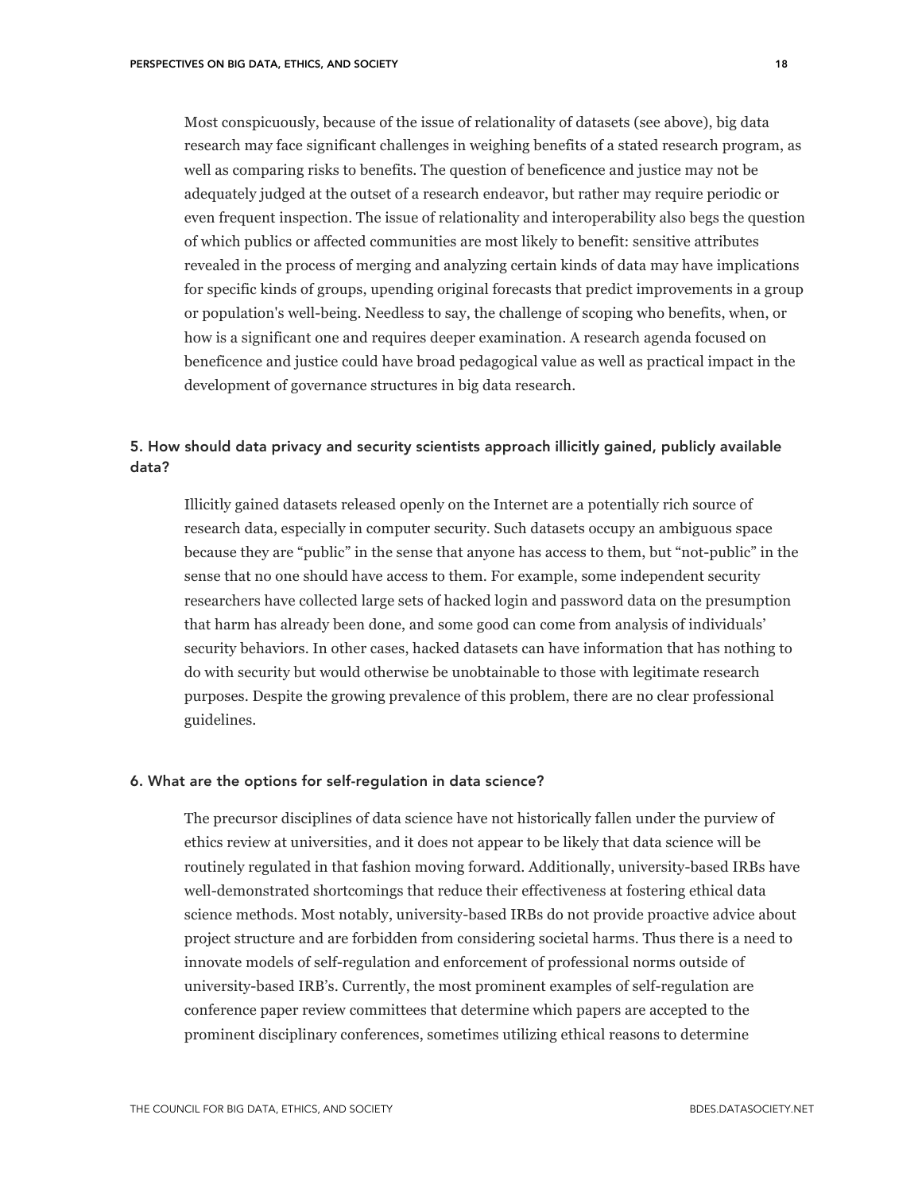Most conspicuously, because of the issue of relationality of datasets (see above), big data research may face significant challenges in weighing benefits of a stated research program, as well as comparing risks to benefits. The question of beneficence and justice may not be adequately judged at the outset of a research endeavor, but rather may require periodic or even frequent inspection. The issue of relationality and interoperability also begs the question of which publics or affected communities are most likely to benefit: sensitive attributes revealed in the process of merging and analyzing certain kinds of data may have implications for specific kinds of groups, upending original forecasts that predict improvements in a group or population's well-being. Needless to say, the challenge of scoping who benefits, when, or how is a significant one and requires deeper examination. A research agenda focused on beneficence and justice could have broad pedagogical value as well as practical impact in the development of governance structures in big data research.

### 5. How should data privacy and security scientists approach illicitly gained, publicly available data?

Illicitly gained datasets released openly on the Internet are a potentially rich source of research data, especially in computer security. Such datasets occupy an ambiguous space because they are "public" in the sense that anyone has access to them, but "not-public" in the sense that no one should have access to them. For example, some independent security researchers have collected large sets of hacked login and password data on the presumption that harm has already been done, and some good can come from analysis of individuals' security behaviors. In other cases, hacked datasets can have information that has nothing to do with security but would otherwise be unobtainable to those with legitimate research purposes. Despite the growing prevalence of this problem, there are no clear professional guidelines.

### 6. What are the options for self-regulation in data science?

The precursor disciplines of data science have not historically fallen under the purview of ethics review at universities, and it does not appear to be likely that data science will be routinely regulated in that fashion moving forward. Additionally, university-based IRBs have well-demonstrated shortcomings that reduce their effectiveness at fostering ethical data science methods. Most notably, university-based IRBs do not provide proactive advice about project structure and are forbidden from considering societal harms. Thus there is a need to innovate models of self-regulation and enforcement of professional norms outside of university-based IRB's. Currently, the most prominent examples of self-regulation are conference paper review committees that determine which papers are accepted to the prominent disciplinary conferences, sometimes utilizing ethical reasons to determine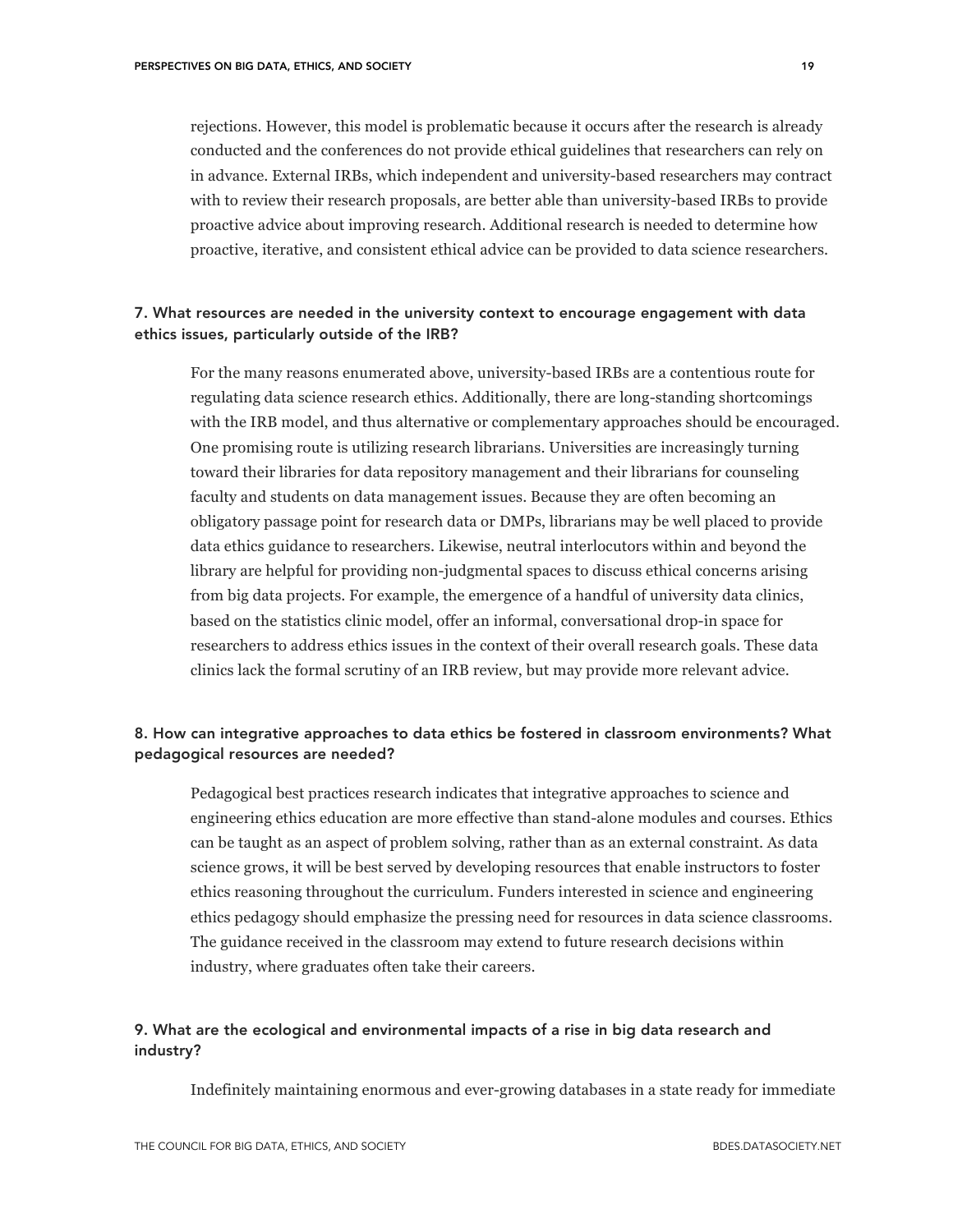rejections. However, this model is problematic because it occurs after the research is already conducted and the conferences do not provide ethical guidelines that researchers can rely on in advance. External IRBs, which independent and university-based researchers may contract with to review their research proposals, are better able than university-based IRBs to provide proactive advice about improving research. Additional research is needed to determine how proactive, iterative, and consistent ethical advice can be provided to data science researchers.

### 7. What resources are needed in the university context to encourage engagement with data ethics issues, particularly outside of the IRB?

For the many reasons enumerated above, university-based IRBs are a contentious route for regulating data science research ethics. Additionally, there are long-standing shortcomings with the IRB model, and thus alternative or complementary approaches should be encouraged. One promising route is utilizing research librarians. Universities are increasingly turning toward their libraries for data repository management and their librarians for counseling faculty and students on data management issues. Because they are often becoming an obligatory passage point for research data or DMPs, librarians may be well placed to provide data ethics guidance to researchers. Likewise, neutral interlocutors within and beyond the library are helpful for providing non-judgmental spaces to discuss ethical concerns arising from big data projects. For example, the emergence of a handful of university data clinics, based on the statistics clinic model, offer an informal, conversational drop-in space for researchers to address ethics issues in the context of their overall research goals. These data clinics lack the formal scrutiny of an IRB review, but may provide more relevant advice.

### 8. How can integrative approaches to data ethics be fostered in classroom environments? What pedagogical resources are needed?

Pedagogical best practices research indicates that integrative approaches to science and engineering ethics education are more effective than stand-alone modules and courses. Ethics can be taught as an aspect of problem solving, rather than as an external constraint. As data science grows, it will be best served by developing resources that enable instructors to foster ethics reasoning throughout the curriculum. Funders interested in science and engineering ethics pedagogy should emphasize the pressing need for resources in data science classrooms. The guidance received in the classroom may extend to future research decisions within industry, where graduates often take their careers.

### 9. What are the ecological and environmental impacts of a rise in big data research and industry?

Indefinitely maintaining enormous and ever-growing databases in a state ready for immediate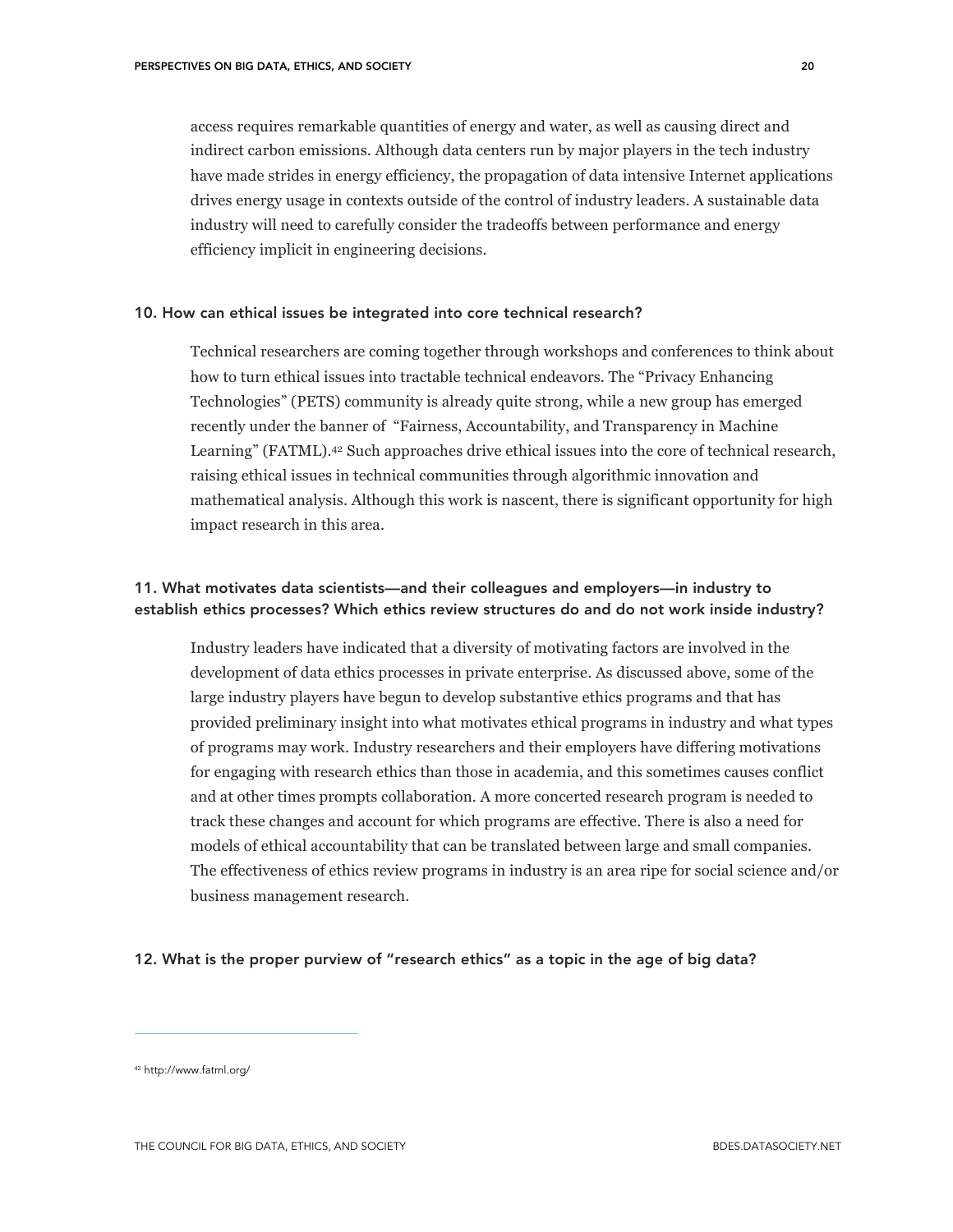access requires remarkable quantities of energy and water, as well as causing direct and indirect carbon emissions. Although data centers run by major players in the tech industry have made strides in energy efficiency, the propagation of data intensive Internet applications drives energy usage in contexts outside of the control of industry leaders. A sustainable data industry will need to carefully consider the tradeoffs between performance and energy efficiency implicit in engineering decisions.

### 10. How can ethical issues be integrated into core technical research?

Technical researchers are coming together through workshops and conferences to think about how to turn ethical issues into tractable technical endeavors. The "Privacy Enhancing Technologies" (PETS) community is already quite strong, while a new group has emerged recently under the banner of "Fairness, Accountability, and Transparency in Machine Learning" (FATML).[42] Such approaches drive ethical issues into the core of technical research, raising ethical issues in technical communities through algorithmic innovation and mathematical analysis. Although this work is nascent, there is significant opportunity for high impact research in this area.

### 11. What motivates data scientists—and their colleagues and employers—in industry to establish ethics processes? Which ethics review structures do and do not work inside industry?

Industry leaders have indicated that a diversity of motivating factors are involved in the development of data ethics processes in private enterprise. As discussed above, some of the large industry players have begun to develop substantive ethics programs and that has provided preliminary insight into what motivates ethical programs in industry and what types of programs may work. Industry researchers and their employers have differing motivations for engaging with research ethics than those in academia, and this sometimes causes conflict and at other times prompts collaboration. A more concerted research program is needed to track these changes and account for which programs are effective. There is also a need for models of ethical accountability that can be translated between large and small companies. The effectiveness of ethics review programs in industry is an area ripe for social science and/or business management research.

### 12. What is the proper purview of "research ethics" as a topic in the age of big data?

---

[42] http://www.fatml.org/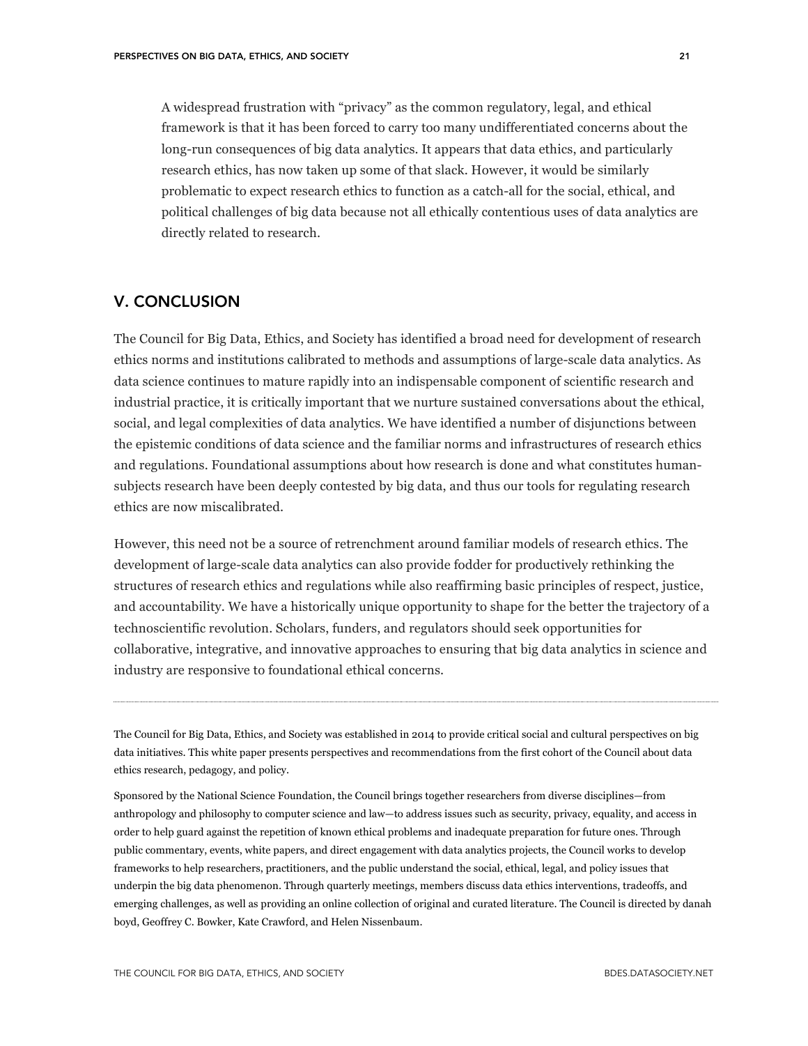A widespread frustration with "privacy" as the common regulatory, legal, and ethical framework is that it has been forced to carry too many undifferentiated concerns about the long-run consequences of big data analytics. It appears that data ethics, and particularly research ethics, has now taken up some of that slack. However, it would be similarly problematic to expect research ethics to function as a catch-all for the social, ethical, and political challenges of big data because not all ethically contentious uses of data analytics are directly related to research.

## V. CONCLUSION

The Council for Big Data, Ethics, and Society has identified a broad need for development of research ethics norms and institutions calibrated to methods and assumptions of large-scale data analytics. As data science continues to mature rapidly into an indispensable component of scientific research and industrial practice, it is critically important that we nurture sustained conversations about the ethical, social, and legal complexities of data analytics. We have identified a number of disjunctions between the epistemic conditions of data science and the familiar norms and infrastructures of research ethics and regulations. Foundational assumptions about how research is done and what constitutes human-subjects research have been deeply contested by big data, and thus our tools for regulating research ethics are now miscalibrated.

However, this need not be a source of retrenchment around familiar models of research ethics. The development of large-scale data analytics can also provide fodder for productively rethinking the structures of research ethics and regulations while also reaffirming basic principles of respect, justice, and accountability. We have a historically unique opportunity to shape for the better the trajectory of a technoscientific revolution. Scholars, funders, and regulators should seek opportunities for collaborative, integrative, and innovative approaches to ensuring that big data analytics in science and industry are responsive to foundational ethical concerns.

---

The Council for Big Data, Ethics, and Society was established in 2014 to provide critical social and cultural perspectives on big data initiatives. This white paper presents perspectives and recommendations from the first cohort of the Council about data ethics research, pedagogy, and policy.

Sponsored by the National Science Foundation, the Council brings together researchers from diverse disciplines—from anthropology and philosophy to computer science and law—to address issues such as security, privacy, equality, and access in order to help guard against the repetition of known ethical problems and inadequate preparation for future ones. Through public commentary, events, white papers, and direct engagement with data analytics projects, the Council works to develop frameworks to help researchers, practitioners, and the public understand the social, ethical, legal, and policy issues that underpin the big data phenomenon. Through quarterly meetings, members discuss data ethics interventions, tradeoffs, and emerging challenges, as well as providing an online collection of original and curated literature. The Council is directed by danah boyd, Geoffrey C. Bowker, Kate Crawford, and Helen Nissenbaum.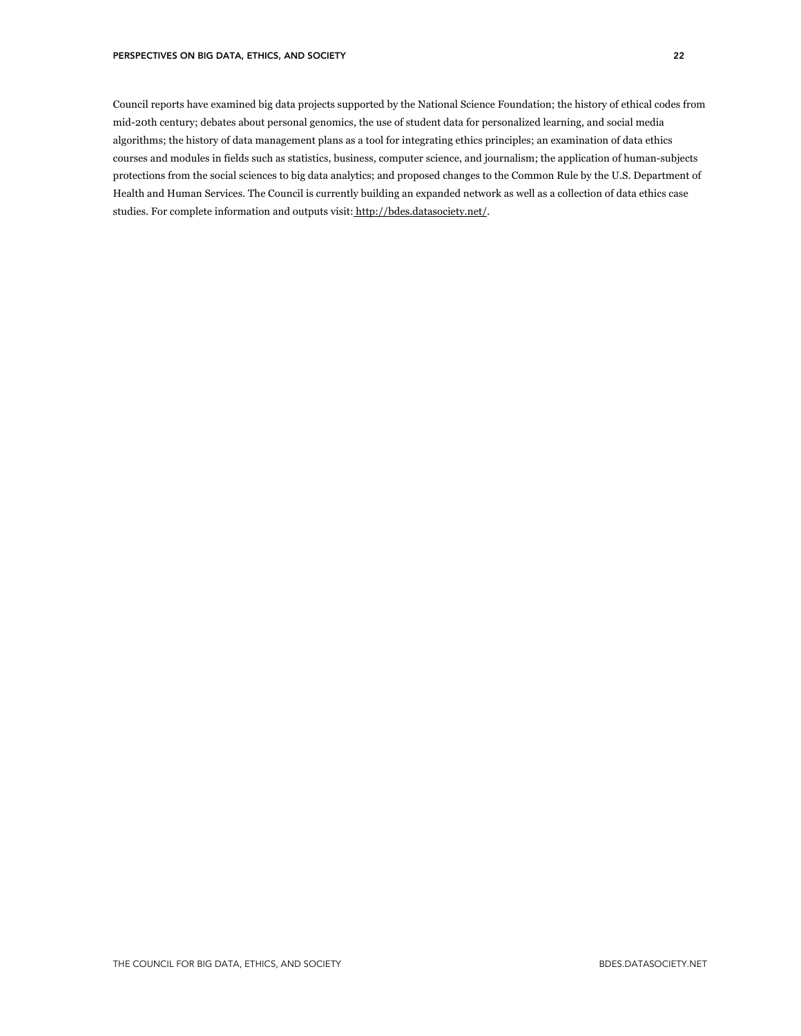Council reports have examined big data projects supported by the National Science Foundation; the history of ethical codes from mid-20th century; debates about personal genomics, the use of student data for personalized learning, and social media algorithms; the history of data management plans as a tool for integrating ethics principles; an examination of data ethics courses and modules in fields such as statistics, business, computer science, and journalism; the application of human-subjects protections from the social sciences to big data analytics; and proposed changes to the Common Rule by the U.S. Department of Health and Human Services. The Council is currently building an expanded network as well as a collection of data ethics case studies. For complete information and outputs visit: http://bdes.datasociety.net/.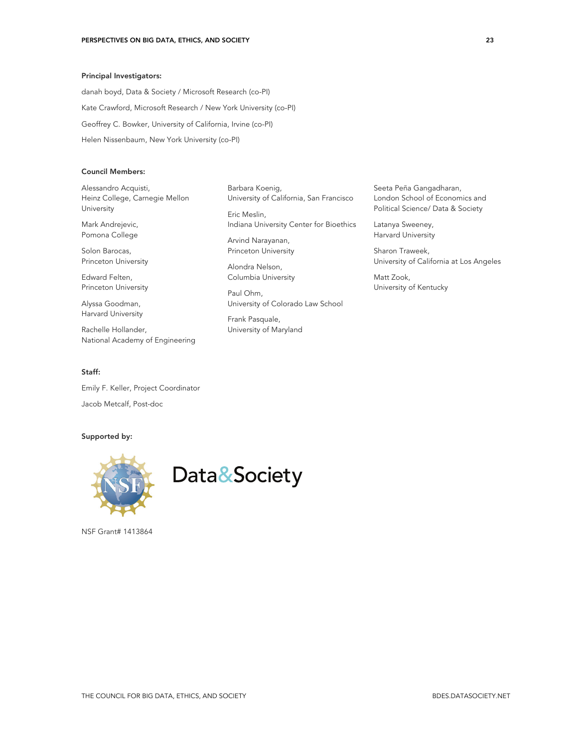**Principal Investigators:**

danah boyd, Data & Society / Microsoft Research (co-PI)

Kate Crawford, Microsoft Research / New York University (co-PI)

Geoffrey C. Bowker, University of California, Irvine (co-PI)

Helen Nissenbaum, New York University (co-PI)

**Council Members:**

Alessandro Acquisti, Heinz College, Carnegie Mellon University

Mark Andrejevic, Pomona College

Solon Barocas, Princeton University

Edward Felten, Princeton University

Alyssa Goodman, Harvard University

Rachelle Hollander, National Academy of Engineering

Barbara Koenig, University of California, San Francisco

Eric Meslin, Indiana University Center for Bioethics

Arvind Narayanan, Princeton University

Alondra Nelson, Columbia University

Paul Ohm, University of Colorado Law School

Frank Pasquale, University of Maryland

Seeta Peña Gangadharan, London School of Economics and Political Science/ Data & Society

Latanya Sweeney, Harvard University

Sharon Traweek, University of California at Los Angeles

Matt Zook, University of Kentucky

**Staff:**

Emily F. Keller, Project Coordinator

Jacob Metcalf, Post-doc

**Supported by:**

NSF

Data&Society

NSF Grant# 1413864